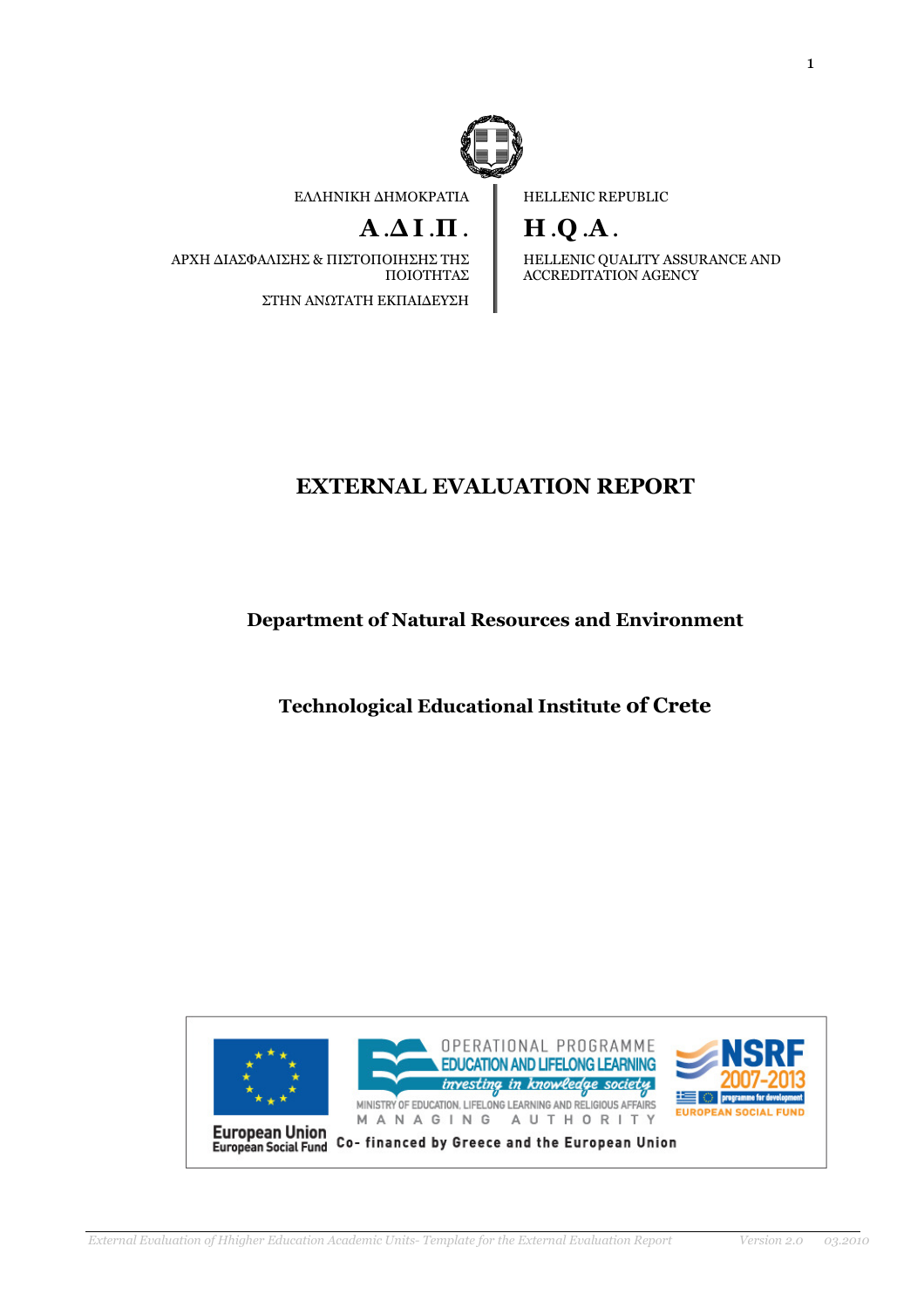ΕΛΛΗΝΙΚΗ ΔΗΜΟΚΡΑΤΙΑ

**Α.ΔΙ.Π.**

ΑΡΧΗ ΔΙΑΣΦΑΛΙΣΗΣ & ΠΙΣΤΟΠΟΙΗΣΗΣ ΤΗΣ ΠΟΙΟΤΗΤΑΣ ΣΤΗΝ ΑΝΩΤΑΤΗ ΕΚΠΑΙΔΕΥΣΗ

HELLENIC REPUBLIC

**H.Q.A.**

HELLENIC QUALITY ASSURANCE AND ACCREDITATION AGENCY

# EXTERNAL EVALUATION REPORT

## Department of Natural Resources and Environment

## Technological Educational Institute of Crete

European Union
European Social Fund

OPERATIONAL PROGRAMME
EDUCATION AND LIFELONG LEARNING
investing in knowledge society
MINISTRY OF EDUCATION, LIFELONG LEARNING AND RELIGIOUS AFFAIRS
MANAGING AUTHORITY

NSRF 2007-2013
programme for development
EUROPEAN SOCIAL FUND

Co- financed by Greece and the European Union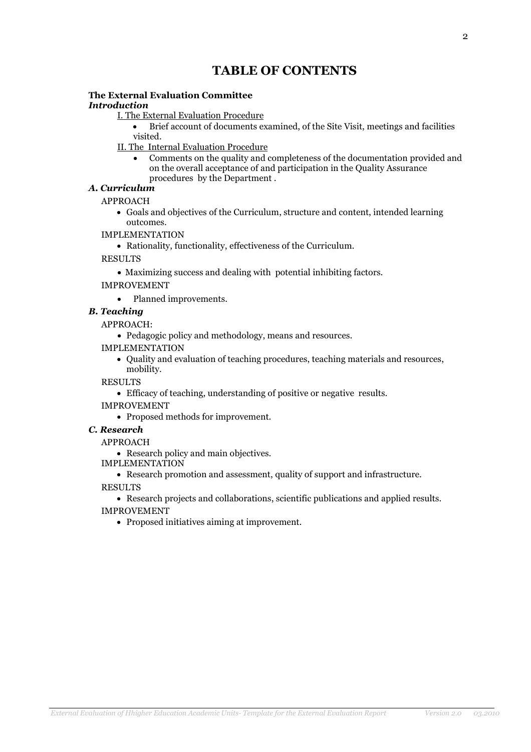# TABLE OF CONTENTS

**The External Evaluation Committee**

***Introduction***

I. The External Evaluation Procedure

- Brief account of documents examined, of the Site Visit, meetings and facilities visited.

II. The Internal Evaluation Procedure

- Comments on the quality and completeness of the documentation provided and on the overall acceptance of and participation in the Quality Assurance procedures by the Department .

***A. Curriculum***

APPROACH

- Goals and objectives of the Curriculum, structure and content, intended learning outcomes.

IMPLEMENTATION

- Rationality, functionality, effectiveness of the Curriculum.

RESULTS

- Maximizing success and dealing with potential inhibiting factors.

IMPROVEMENT

- Planned improvements.

***B. Teaching***

APPROACH:

- Pedagogic policy and methodology, means and resources.

IMPLEMENTATION

- Quality and evaluation of teaching procedures, teaching materials and resources, mobility.

RESULTS

- Efficacy of teaching, understanding of positive or negative results.

IMPROVEMENT

- Proposed methods for improvement.

***C. Research***

APPROACH

- Research policy and main objectives.

IMPLEMENTATION

- Research promotion and assessment, quality of support and infrastructure.

RESULTS

- Research projects and collaborations, scientific publications and applied results.

IMPROVEMENT

- Proposed initiatives aiming at improvement.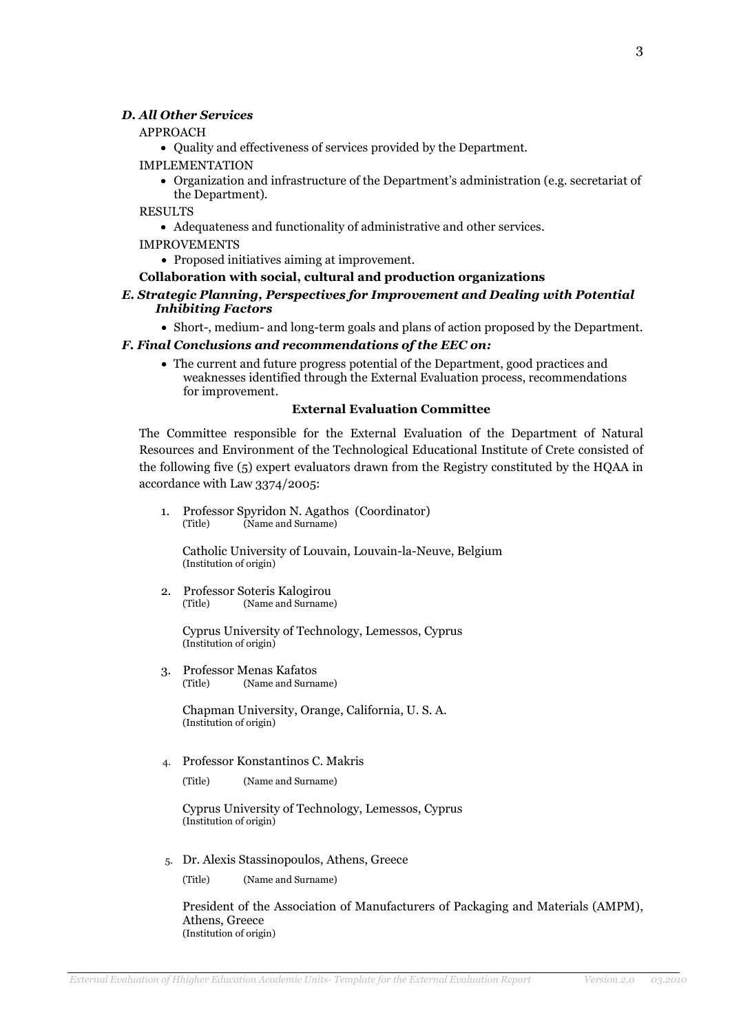### *D. All Other Services*

APPROACH

- Quality and effectiveness of services provided by the Department.

IMPLEMENTATION

- Organization and infrastructure of the Department's administration (e.g. secretariat of the Department).

RESULTS

- Adequateness and functionality of administrative and other services.

IMPROVEMENTS

- Proposed initiatives aiming at improvement.

**Collaboration with social, cultural and production organizations**

### *E. Strategic Planning, Perspectives for Improvement and Dealing with Potential Inhibiting Factors*

- Short-, medium- and long-term goals and plans of action proposed by the Department.

### *F. Final Conclusions and recommendations of the EEC on:*

- The current and future progress potential of the Department, good practices and weaknesses identified through the External Evaluation process, recommendations for improvement.

**External Evaluation Committee**

The Committee responsible for the External Evaluation of the Department of Natural Resources and Environment of the Technological Educational Institute of Crete consisted of the following five (5) expert evaluators drawn from the Registry constituted by the HQAA in accordance with Law 3374/2005:

1. Professor Spyridon N. Agathos (Coordinator)
   (Title) (Name and Surname)

   Catholic University of Louvain, Louvain-la-Neuve, Belgium
   (Institution of origin)

2. Professor Soteris Kalogirou
   (Title) (Name and Surname)

   Cyprus University of Technology, Lemessos, Cyprus
   (Institution of origin)

3. Professor Menas Kafatos
   (Title) (Name and Surname)

   Chapman University, Orange, California, U. S. A.
   (Institution of origin)

4. Professor Konstantinos C. Makris
   (Title) (Name and Surname)

   Cyprus University of Technology, Lemessos, Cyprus
   (Institution of origin)

5. Dr. Alexis Stassinopoulos, Athens, Greece
   (Title) (Name and Surname)

   President of the Association of Manufacturers of Packaging and Materials (AMPM), Athens, Greece
   (Institution of origin)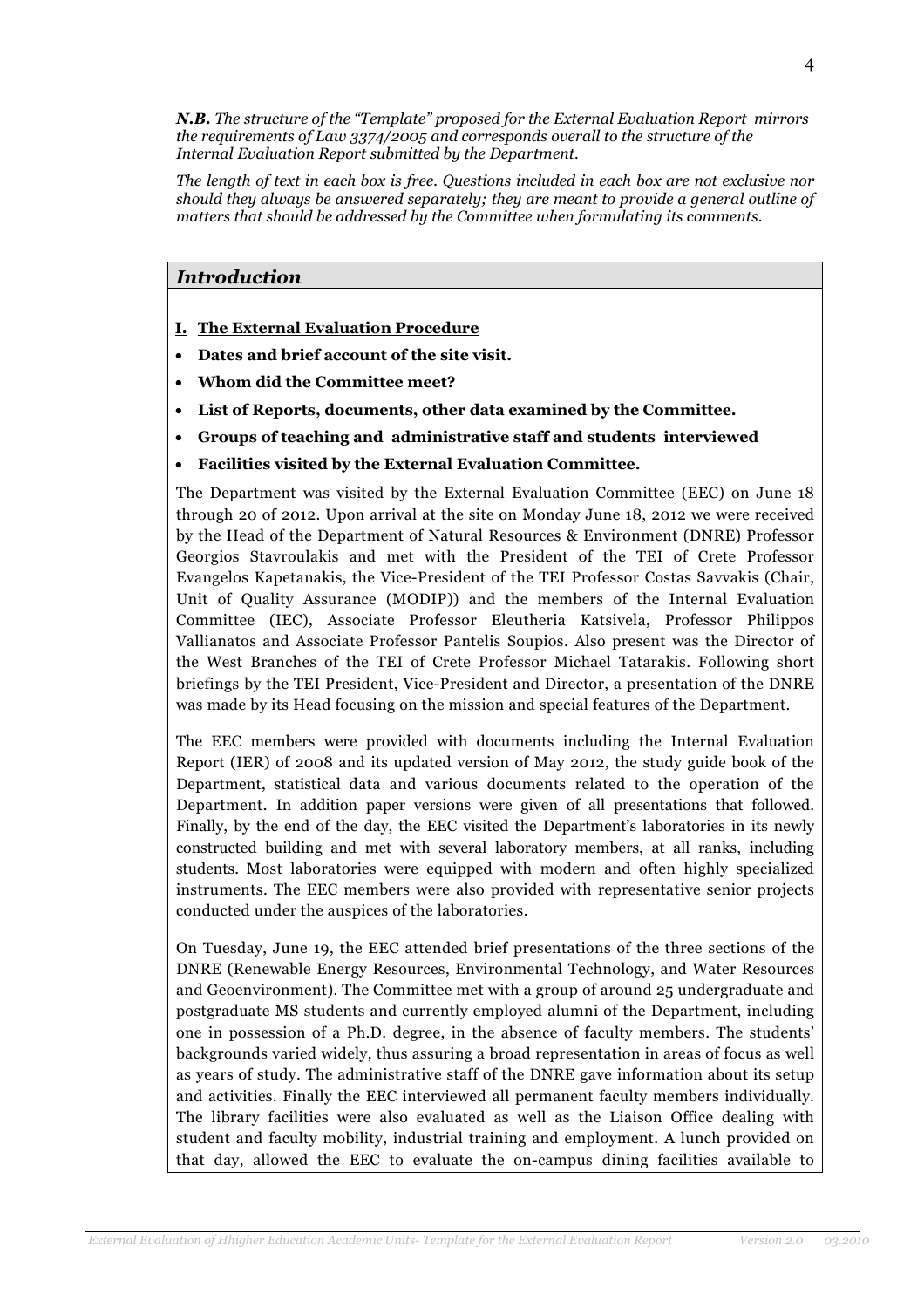***N.B.*** *The structure of the "Template" proposed for the External Evaluation Report mirrors the requirements of Law 3374/2005 and corresponds overall to the structure of the Internal Evaluation Report submitted by the Department.*

*The length of text in each box is free. Questions included in each box are not exclusive nor should they always be answered separately; they are meant to provide a general outline of matters that should be addressed by the Committee when formulating its comments.*

## *Introduction*

**I. <u>The External Evaluation Procedure</u>**

- **Dates and brief account of the site visit.**
- **Whom did the Committee meet?**
- **List of Reports, documents, other data examined by the Committee.**
- **Groups of teaching and administrative staff and students interviewed**
- **Facilities visited by the External Evaluation Committee.**

The Department was visited by the External Evaluation Committee (EEC) on June 18 through 20 of 2012. Upon arrival at the site on Monday June 18, 2012 we were received by the Head of the Department of Natural Resources & Environment (DNRE) Professor Georgios Stavroulakis and met with the President of the TEI of Crete Professor Evangelos Kapetanakis, the Vice-President of the TEI Professor Costas Savvakis (Chair, Unit of Quality Assurance (MODIP)) and the members of the Internal Evaluation Committee (IEC), Associate Professor Eleutheria Katsivela, Professor Philippos Vallianatos and Associate Professor Pantelis Soupios. Also present was the Director of the West Branches of the TEI of Crete Professor Michael Tatarakis. Following short briefings by the TEI President, Vice-President and Director, a presentation of the DNRE was made by its Head focusing on the mission and special features of the Department.

The EEC members were provided with documents including the Internal Evaluation Report (IER) of 2008 and its updated version of May 2012, the study guide book of the Department, statistical data and various documents related to the operation of the Department. In addition paper versions were given of all presentations that followed. Finally, by the end of the day, the EEC visited the Department's laboratories in its newly constructed building and met with several laboratory members, at all ranks, including students. Most laboratories were equipped with modern and often highly specialized instruments. The EEC members were also provided with representative senior projects conducted under the auspices of the laboratories.

On Tuesday, June 19, the EEC attended brief presentations of the three sections of the DNRE (Renewable Energy Resources, Environmental Technology, and Water Resources and Geoenvironment). The Committee met with a group of around 25 undergraduate and postgraduate MS students and currently employed alumni of the Department, including one in possession of a Ph.D. degree, in the absence of faculty members. The students' backgrounds varied widely, thus assuring a broad representation in areas of focus as well as years of study. The administrative staff of the DNRE gave information about its setup and activities. Finally the EEC interviewed all permanent faculty members individually. The library facilities were also evaluated as well as the Liaison Office dealing with student and faculty mobility, industrial training and employment. A lunch provided on that day, allowed the EEC to evaluate the on-campus dining facilities available to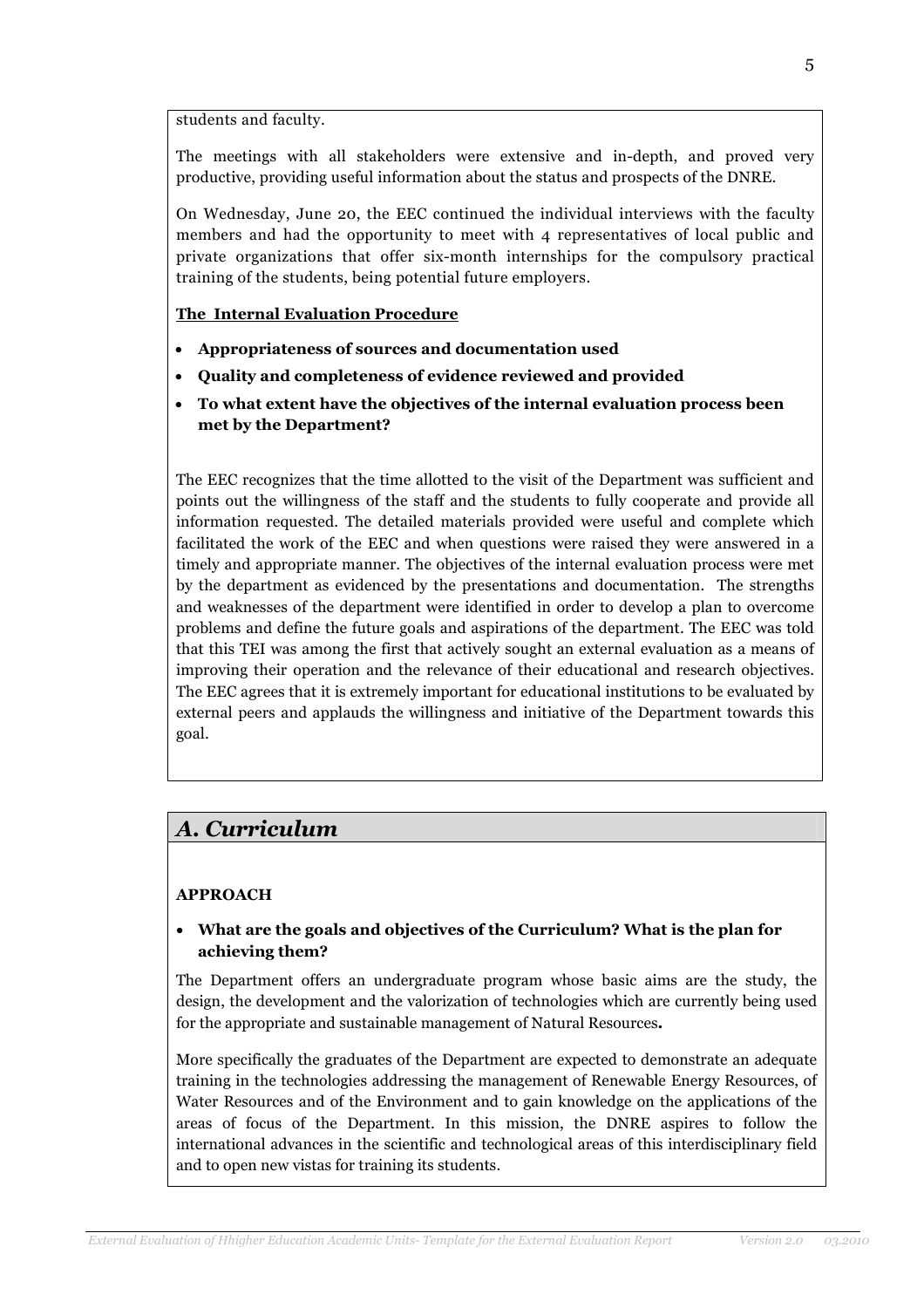students and faculty.

The meetings with all stakeholders were extensive and in-depth, and proved very productive, providing useful information about the status and prospects of the DNRE.

On Wednesday, June 20, the EEC continued the individual interviews with the faculty members and had the opportunity to meet with 4 representatives of local public and private organizations that offer six-month internships for the compulsory practical training of the students, being potential future employers.

**The Internal Evaluation Procedure**

- **Appropriateness of sources and documentation used**
- **Quality and completeness of evidence reviewed and provided**
- **To what extent have the objectives of the internal evaluation process been met by the Department?**

The EEC recognizes that the time allotted to the visit of the Department was sufficient and points out the willingness of the staff and the students to fully cooperate and provide all information requested. The detailed materials provided were useful and complete which facilitated the work of the EEC and when questions were raised they were answered in a timely and appropriate manner. The objectives of the internal evaluation process were met by the department as evidenced by the presentations and documentation. The strengths and weaknesses of the department were identified in order to develop a plan to overcome problems and define the future goals and aspirations of the department. The EEC was told that this TEI was among the first that actively sought an external evaluation as a means of improving their operation and the relevance of their educational and research objectives. The EEC agrees that it is extremely important for educational institutions to be evaluated by external peers and applauds the willingness and initiative of the Department towards this goal.

## *A. Curriculum*

**APPROACH**

- **What are the goals and objectives of the Curriculum? What is the plan for achieving them?**

The Department offers an undergraduate program whose basic aims are the study, the design, the development and the valorization of technologies which are currently being used for the appropriate and sustainable management of Natural Resources**.**

More specifically the graduates of the Department are expected to demonstrate an adequate training in the technologies addressing the management of Renewable Energy Resources, of Water Resources and of the Environment and to gain knowledge on the applications of the areas of focus of the Department. In this mission, the DNRE aspires to follow the international advances in the scientific and technological areas of this interdisciplinary field and to open new vistas for training its students.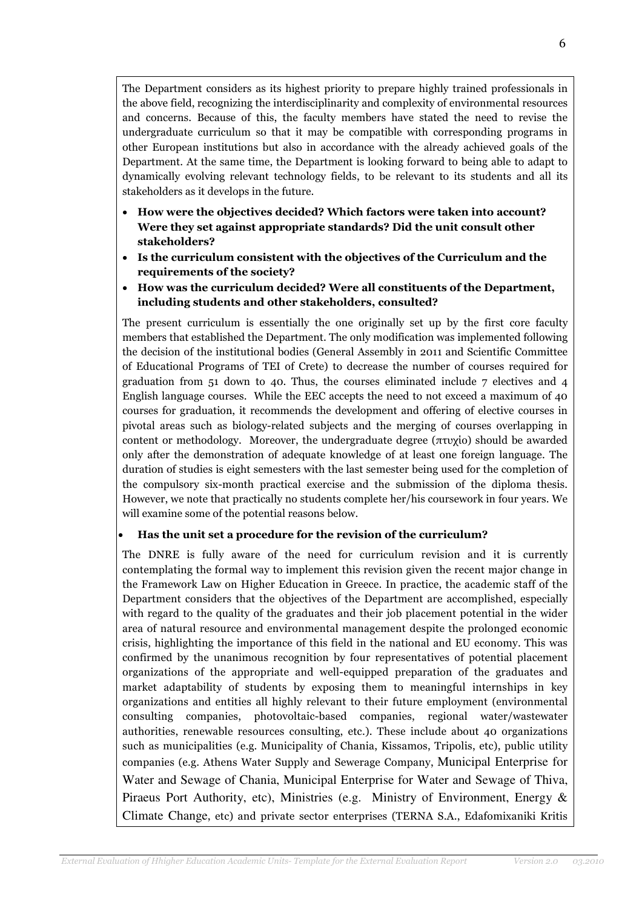The Department considers as its highest priority to prepare highly trained professionals in the above field, recognizing the interdisciplinarity and complexity of environmental resources and concerns. Because of this, the faculty members have stated the need to revise the undergraduate curriculum so that it may be compatible with corresponding programs in other European institutions but also in accordance with the already achieved goals of the Department. At the same time, the Department is looking forward to being able to adapt to dynamically evolving relevant technology fields, to be relevant to its students and all its stakeholders as it develops in the future.

- **How were the objectives decided? Which factors were taken into account? Were they set against appropriate standards? Did the unit consult other stakeholders?**
- **Is the curriculum consistent with the objectives of the Curriculum and the requirements of the society?**
- **How was the curriculum decided? Were all constituents of the Department, including students and other stakeholders, consulted?**

The present curriculum is essentially the one originally set up by the first core faculty members that established the Department. The only modification was implemented following the decision of the institutional bodies (General Assembly in 2011 and Scientific Committee of Educational Programs of TEI of Crete) to decrease the number of courses required for graduation from 51 down to 40. Thus, the courses eliminated include 7 electives and 4 English language courses. While the EEC accepts the need to not exceed a maximum of 40 courses for graduation, it recommends the development and offering of elective courses in pivotal areas such as biology-related subjects and the merging of courses overlapping in content or methodology. Moreover, the undergraduate degree (πτυχίο) should be awarded only after the demonstration of adequate knowledge of at least one foreign language. The duration of studies is eight semesters with the last semester being used for the completion of the compulsory six-month practical exercise and the submission of the diploma thesis. However, we note that practically no students complete her/his coursework in four years. We will examine some of the potential reasons below.

- **Has the unit set a procedure for the revision of the curriculum?**

The DNRE is fully aware of the need for curriculum revision and it is currently contemplating the formal way to implement this revision given the recent major change in the Framework Law on Higher Education in Greece. In practice, the academic staff of the Department considers that the objectives of the Department are accomplished, especially with regard to the quality of the graduates and their job placement potential in the wider area of natural resource and environmental management despite the prolonged economic crisis, highlighting the importance of this field in the national and EU economy. This was confirmed by the unanimous recognition by four representatives of potential placement organizations of the appropriate and well-equipped preparation of the graduates and market adaptability of students by exposing them to meaningful internships in key organizations and entities all highly relevant to their future employment (environmental consulting companies, photovoltaic-based companies, regional water/wastewater authorities, renewable resources consulting, etc.). These include about 40 organizations such as municipalities (e.g. Municipality of Chania, Kissamos, Tripolis, etc), public utility companies (e.g. Athens Water Supply and Sewerage Company, Municipal Enterprise for Water and Sewage of Chania, Municipal Enterprise for Water and Sewage of Thiva, Piraeus Port Authority, etc), Ministries (e.g. Ministry of Environment, Energy & Climate Change, etc) and private sector enterprises (TERNA S.A., Edafomixaniki Kritis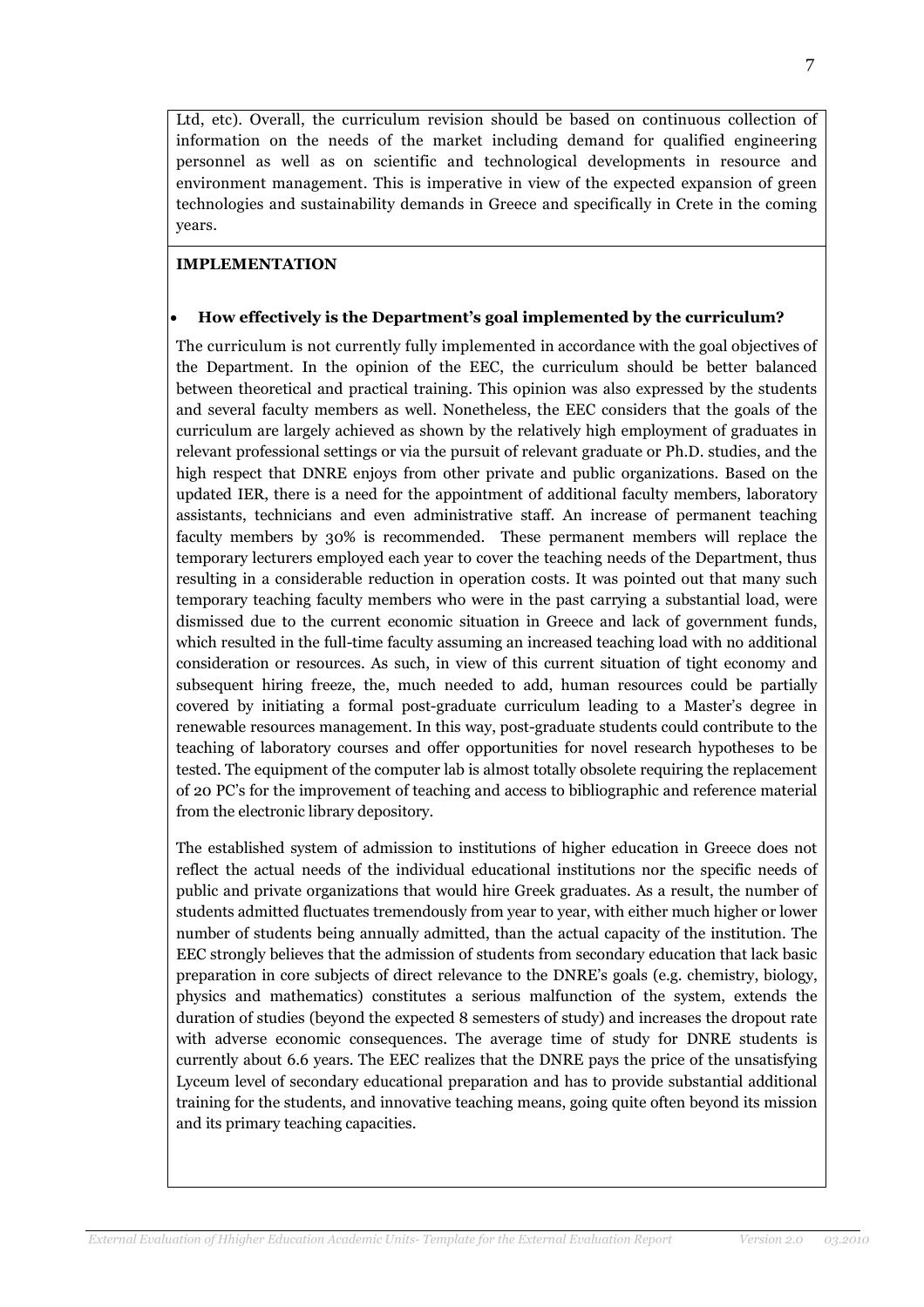Ltd, etc). Overall, the curriculum revision should be based on continuous collection of information on the needs of the market including demand for qualified engineering personnel as well as on scientific and technological developments in resource and environment management. This is imperative in view of the expected expansion of green technologies and sustainability demands in Greece and specifically in Crete in the coming years.

**IMPLEMENTATION**

- **How effectively is the Department's goal implemented by the curriculum?**

The curriculum is not currently fully implemented in accordance with the goal objectives of the Department. In the opinion of the EEC, the curriculum should be better balanced between theoretical and practical training. This opinion was also expressed by the students and several faculty members as well. Nonetheless, the EEC considers that the goals of the curriculum are largely achieved as shown by the relatively high employment of graduates in relevant professional settings or via the pursuit of relevant graduate or Ph.D. studies, and the high respect that DNRE enjoys from other private and public organizations. Based on the updated IER, there is a need for the appointment of additional faculty members, laboratory assistants, technicians and even administrative staff. An increase of permanent teaching faculty members by 30% is recommended. These permanent members will replace the temporary lecturers employed each year to cover the teaching needs of the Department, thus resulting in a considerable reduction in operation costs. It was pointed out that many such temporary teaching faculty members who were in the past carrying a substantial load, were dismissed due to the current economic situation in Greece and lack of government funds, which resulted in the full-time faculty assuming an increased teaching load with no additional consideration or resources. As such, in view of this current situation of tight economy and subsequent hiring freeze, the, much needed to add, human resources could be partially covered by initiating a formal post-graduate curriculum leading to a Master's degree in renewable resources management. In this way, post-graduate students could contribute to the teaching of laboratory courses and offer opportunities for novel research hypotheses to be tested. The equipment of the computer lab is almost totally obsolete requiring the replacement of 20 PC's for the improvement of teaching and access to bibliographic and reference material from the electronic library depository.

The established system of admission to institutions of higher education in Greece does not reflect the actual needs of the individual educational institutions nor the specific needs of public and private organizations that would hire Greek graduates. As a result, the number of students admitted fluctuates tremendously from year to year, with either much higher or lower number of students being annually admitted, than the actual capacity of the institution. The EEC strongly believes that the admission of students from secondary education that lack basic preparation in core subjects of direct relevance to the DNRE's goals (e.g. chemistry, biology, physics and mathematics) constitutes a serious malfunction of the system, extends the duration of studies (beyond the expected 8 semesters of study) and increases the dropout rate with adverse economic consequences. The average time of study for DNRE students is currently about 6.6 years. The EEC realizes that the DNRE pays the price of the unsatisfying Lyceum level of secondary educational preparation and has to provide substantial additional training for the students, and innovative teaching means, going quite often beyond its mission and its primary teaching capacities.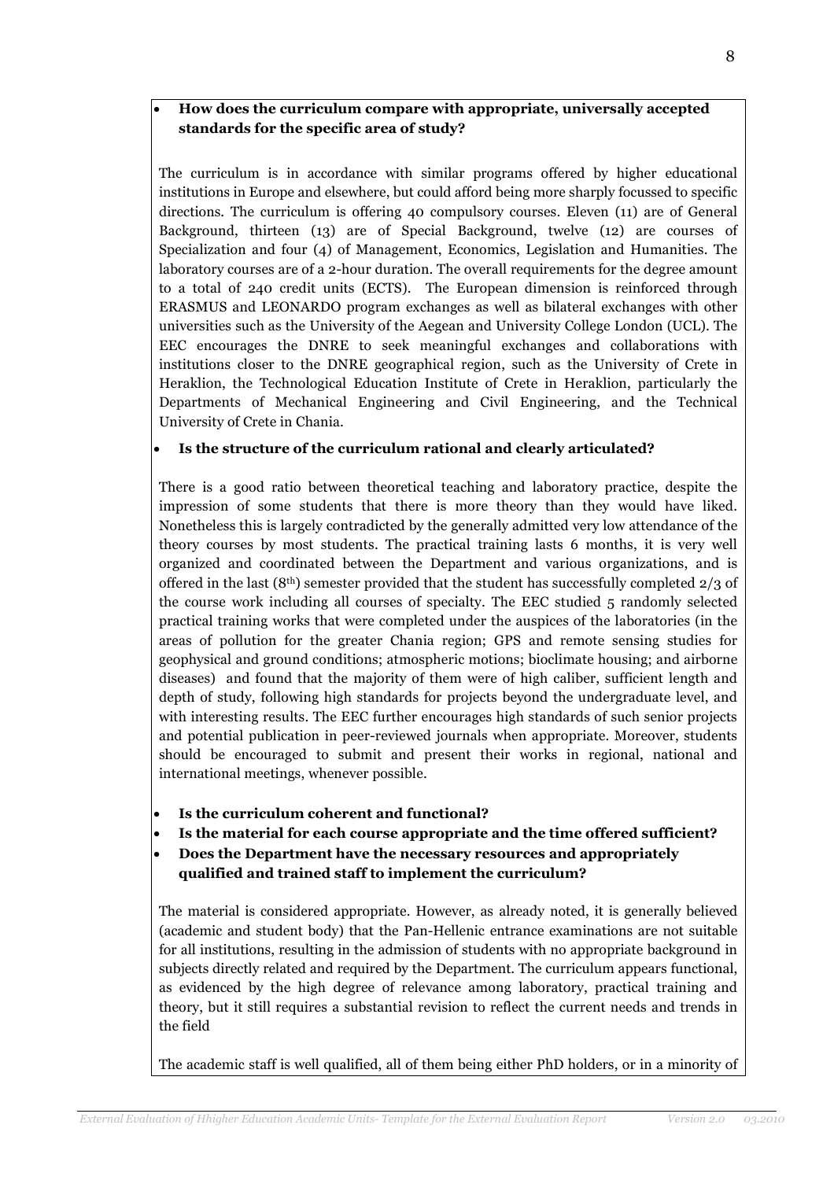- **How does the curriculum compare with appropriate, universally accepted standards for the specific area of study?**

The curriculum is in accordance with similar programs offered by higher educational institutions in Europe and elsewhere, but could afford being more sharply focussed to specific directions. The curriculum is offering 40 compulsory courses. Eleven (11) are of General Background, thirteen (13) are of Special Background, twelve (12) are courses of Specialization and four (4) of Management, Economics, Legislation and Humanities. The laboratory courses are of a 2-hour duration. The overall requirements for the degree amount to a total of 240 credit units (ECTS). The European dimension is reinforced through ERASMUS and LEONARDO program exchanges as well as bilateral exchanges with other universities such as the University of the Aegean and University College London (UCL). The EEC encourages the DNRE to seek meaningful exchanges and collaborations with institutions closer to the DNRE geographical region, such as the University of Crete in Heraklion, the Technological Education Institute of Crete in Heraklion, particularly the Departments of Mechanical Engineering and Civil Engineering, and the Technical University of Crete in Chania.

- **Is the structure of the curriculum rational and clearly articulated?**

There is a good ratio between theoretical teaching and laboratory practice, despite the impression of some students that there is more theory than they would have liked. Nonetheless this is largely contradicted by the generally admitted very low attendance of the theory courses by most students. The practical training lasts 6 months, it is very well organized and coordinated between the Department and various organizations, and is offered in the last (8th) semester provided that the student has successfully completed 2/3 of the course work including all courses of specialty. The EEC studied 5 randomly selected practical training works that were completed under the auspices of the laboratories (in the areas of pollution for the greater Chania region; GPS and remote sensing studies for geophysical and ground conditions; atmospheric motions; bioclimate housing; and airborne diseases) and found that the majority of them were of high caliber, sufficient length and depth of study, following high standards for projects beyond the undergraduate level, and with interesting results. The EEC further encourages high standards of such senior projects and potential publication in peer-reviewed journals when appropriate. Moreover, students should be encouraged to submit and present their works in regional, national and international meetings, whenever possible.

- **Is the curriculum coherent and functional?**
- **Is the material for each course appropriate and the time offered sufficient?**
- **Does the Department have the necessary resources and appropriately qualified and trained staff to implement the curriculum?**

The material is considered appropriate. However, as already noted, it is generally believed (academic and student body) that the Pan-Hellenic entrance examinations are not suitable for all institutions, resulting in the admission of students with no appropriate background in subjects directly related and required by the Department. The curriculum appears functional, as evidenced by the high degree of relevance among laboratory, practical training and theory, but it still requires a substantial revision to reflect the current needs and trends in the field

The academic staff is well qualified, all of them being either PhD holders, or in a minority of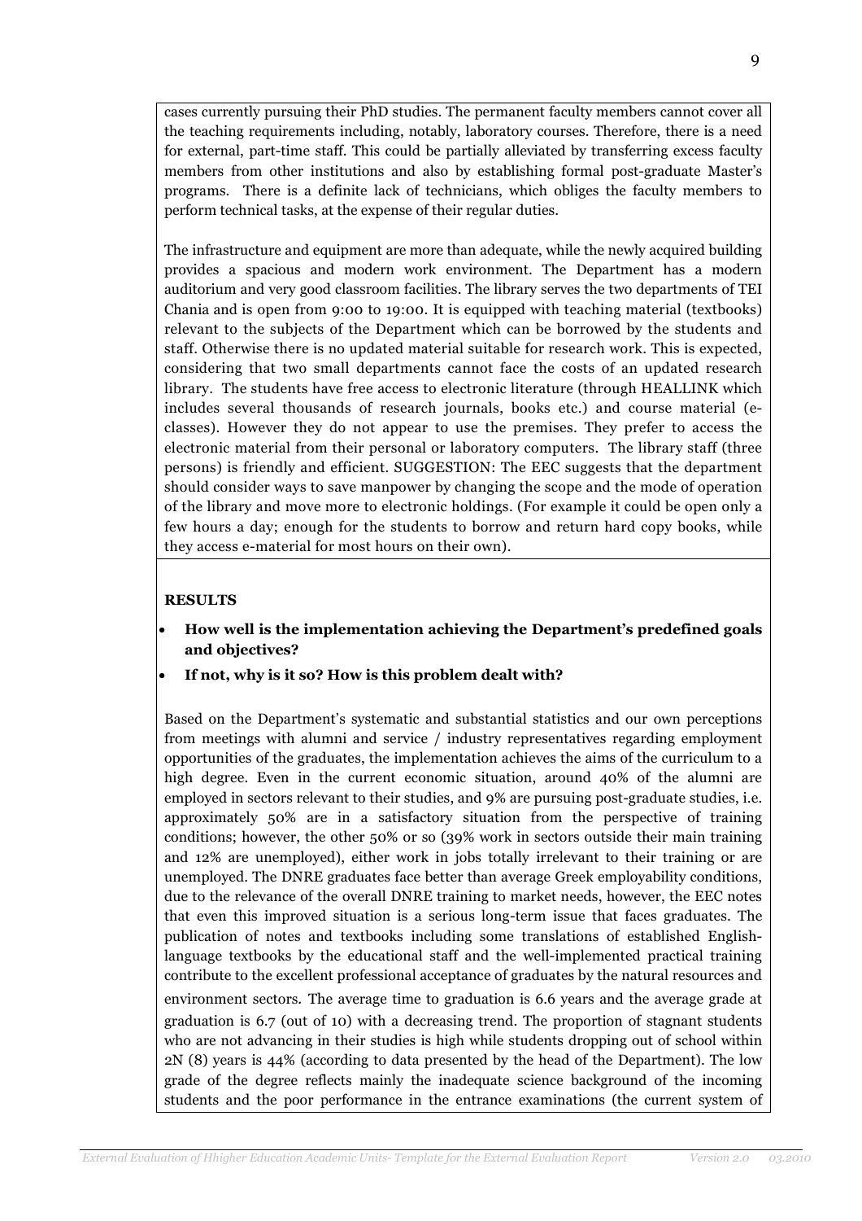cases currently pursuing their PhD studies. The permanent faculty members cannot cover all the teaching requirements including, notably, laboratory courses. Therefore, there is a need for external, part-time staff. This could be partially alleviated by transferring excess faculty members from other institutions and also by establishing formal post-graduate Master's programs. There is a definite lack of technicians, which obliges the faculty members to perform technical tasks, at the expense of their regular duties.

The infrastructure and equipment are more than adequate, while the newly acquired building provides a spacious and modern work environment. The Department has a modern auditorium and very good classroom facilities. The library serves the two departments of TEI Chania and is open from 9:00 to 19:00. It is equipped with teaching material (textbooks) relevant to the subjects of the Department which can be borrowed by the students and staff. Otherwise there is no updated material suitable for research work. This is expected, considering that two small departments cannot face the costs of an updated research library. The students have free access to electronic literature (through HEALLINK which includes several thousands of research journals, books etc.) and course material (e-classes). However they do not appear to use the premises. They prefer to access the electronic material from their personal or laboratory computers. The library staff (three persons) is friendly and efficient. SUGGESTION: The EEC suggests that the department should consider ways to save manpower by changing the scope and the mode of operation of the library and move more to electronic holdings. (For example it could be open only a few hours a day; enough for the students to borrow and return hard copy books, while they access e-material for most hours on their own).

**RESULTS**

- **How well is the implementation achieving the Department's predefined goals and objectives?**
- **If not, why is it so? How is this problem dealt with?**

Based on the Department's systematic and substantial statistics and our own perceptions from meetings with alumni and service / industry representatives regarding employment opportunities of the graduates, the implementation achieves the aims of the curriculum to a high degree. Even in the current economic situation, around 40% of the alumni are employed in sectors relevant to their studies, and 9% are pursuing post-graduate studies, i.e. approximately 50% are in a satisfactory situation from the perspective of training conditions; however, the other 50% or so (39% work in sectors outside their main training and 12% are unemployed), either work in jobs totally irrelevant to their training or are unemployed. The DNRE graduates face better than average Greek employability conditions, due to the relevance of the overall DNRE training to market needs, however, the EEC notes that even this improved situation is a serious long-term issue that faces graduates. The publication of notes and textbooks including some translations of established English-language textbooks by the educational staff and the well-implemented practical training contribute to the excellent professional acceptance of graduates by the natural resources and environment sectors. The average time to graduation is 6.6 years and the average grade at graduation is 6.7 (out of 10) with a decreasing trend. The proportion of stagnant students who are not advancing in their studies is high while students dropping out of school within 2N (8) years is 44% (according to data presented by the head of the Department). The low grade of the degree reflects mainly the inadequate science background of the incoming students and the poor performance in the entrance examinations (the current system of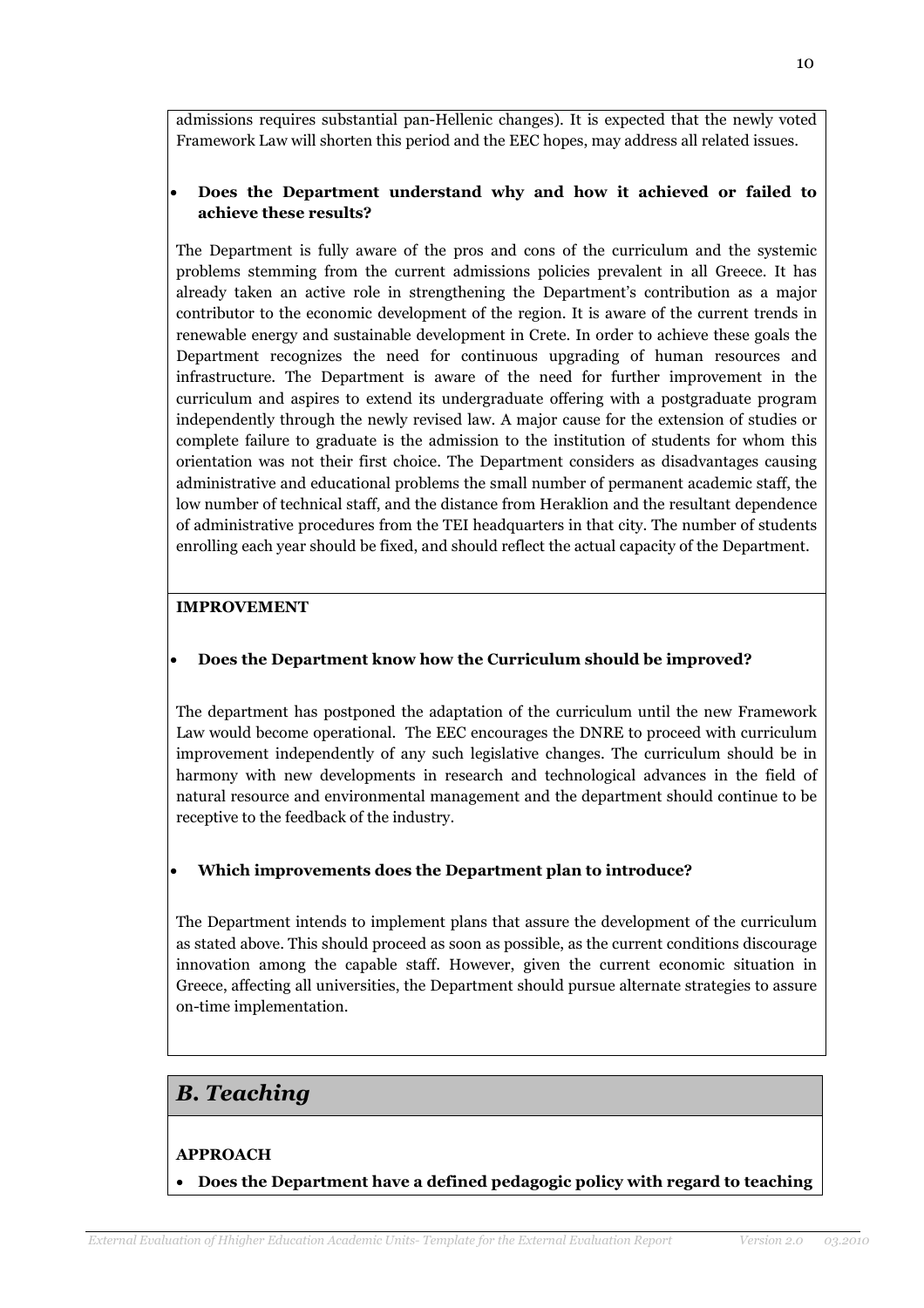admissions requires substantial pan-Hellenic changes). It is expected that the newly voted Framework Law will shorten this period and the EEC hopes, may address all related issues.

- **Does the Department understand why and how it achieved or failed to achieve these results?**

The Department is fully aware of the pros and cons of the curriculum and the systemic problems stemming from the current admissions policies prevalent in all Greece. It has already taken an active role in strengthening the Department's contribution as a major contributor to the economic development of the region. It is aware of the current trends in renewable energy and sustainable development in Crete. In order to achieve these goals the Department recognizes the need for continuous upgrading of human resources and infrastructure. The Department is aware of the need for further improvement in the curriculum and aspires to extend its undergraduate offering with a postgraduate program independently through the newly revised law. A major cause for the extension of studies or complete failure to graduate is the admission to the institution of students for whom this orientation was not their first choice. The Department considers as disadvantages causing administrative and educational problems the small number of permanent academic staff, the low number of technical staff, and the distance from Heraklion and the resultant dependence of administrative procedures from the TEI headquarters in that city. The number of students enrolling each year should be fixed, and should reflect the actual capacity of the Department.

**IMPROVEMENT**

- **Does the Department know how the Curriculum should be improved?**

The department has postponed the adaptation of the curriculum until the new Framework Law would become operational. The EEC encourages the DNRE to proceed with curriculum improvement independently of any such legislative changes. The curriculum should be in harmony with new developments in research and technological advances in the field of natural resource and environmental management and the department should continue to be receptive to the feedback of the industry.

- **Which improvements does the Department plan to introduce?**

The Department intends to implement plans that assure the development of the curriculum as stated above. This should proceed as soon as possible, as the current conditions discourage innovation among the capable staff. However, given the current economic situation in Greece, affecting all universities, the Department should pursue alternate strategies to assure on-time implementation.

## *B. Teaching*

**APPROACH**

- **Does the Department have a defined pedagogic policy with regard to teaching**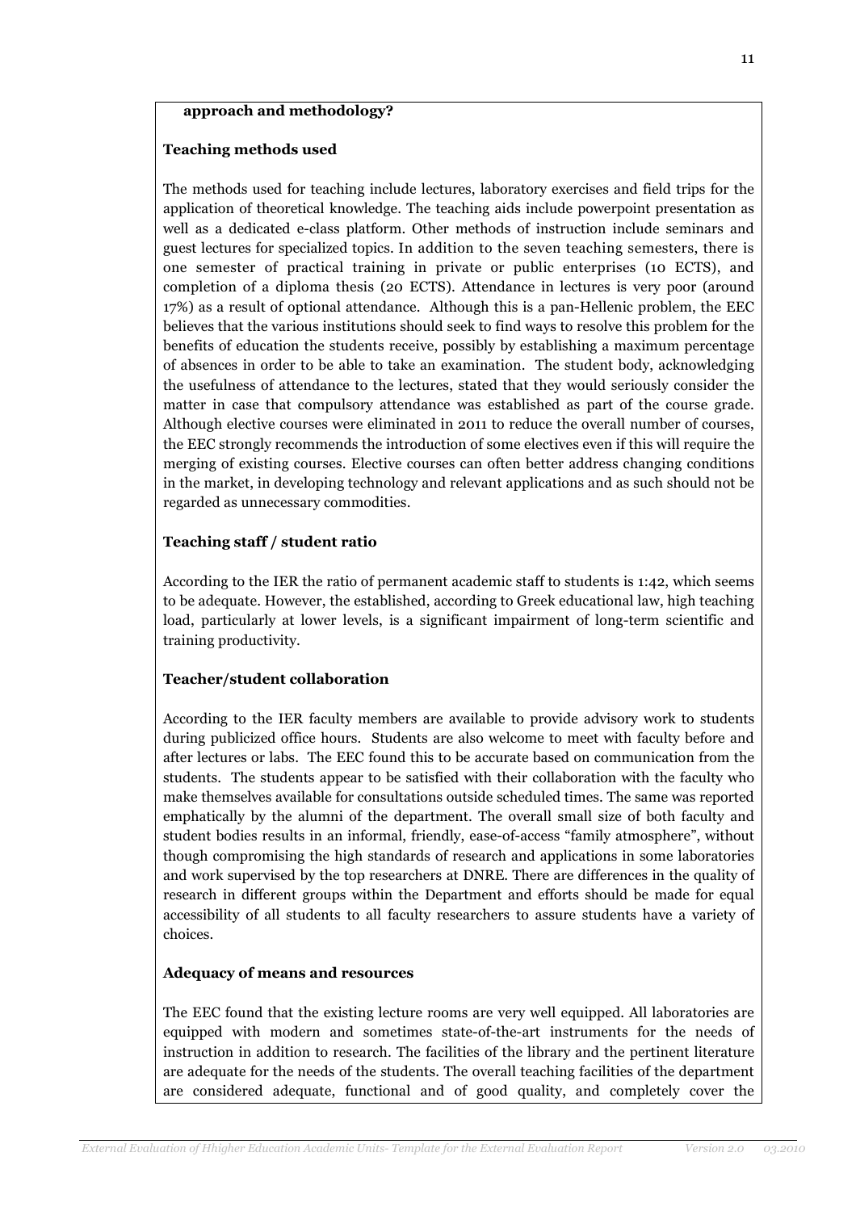**approach and methodology?**

**Teaching methods used**

The methods used for teaching include lectures, laboratory exercises and field trips for the application of theoretical knowledge. The teaching aids include powerpoint presentation as well as a dedicated e-class platform. Other methods of instruction include seminars and guest lectures for specialized topics. In addition to the seven teaching semesters, there is one semester of practical training in private or public enterprises (10 ECTS), and completion of a diploma thesis (20 ECTS). Attendance in lectures is very poor (around 17%) as a result of optional attendance. Although this is a pan-Hellenic problem, the EEC believes that the various institutions should seek to find ways to resolve this problem for the benefits of education the students receive, possibly by establishing a maximum percentage of absences in order to be able to take an examination. The student body, acknowledging the usefulness of attendance to the lectures, stated that they would seriously consider the matter in case that compulsory attendance was established as part of the course grade. Although elective courses were eliminated in 2011 to reduce the overall number of courses, the EEC strongly recommends the introduction of some electives even if this will require the merging of existing courses. Elective courses can often better address changing conditions in the market, in developing technology and relevant applications and as such should not be regarded as unnecessary commodities.

**Teaching staff / student ratio**

According to the IER the ratio of permanent academic staff to students is 1:42, which seems to be adequate. However, the established, according to Greek educational law, high teaching load, particularly at lower levels, is a significant impairment of long-term scientific and training productivity.

**Teacher/student collaboration**

According to the IER faculty members are available to provide advisory work to students during publicized office hours. Students are also welcome to meet with faculty before and after lectures or labs. The EEC found this to be accurate based on communication from the students. The students appear to be satisfied with their collaboration with the faculty who make themselves available for consultations outside scheduled times. The same was reported emphatically by the alumni of the department. The overall small size of both faculty and student bodies results in an informal, friendly, ease-of-access "family atmosphere", without though compromising the high standards of research and applications in some laboratories and work supervised by the top researchers at DNRE. There are differences in the quality of research in different groups within the Department and efforts should be made for equal accessibility of all students to all faculty researchers to assure students have a variety of choices.

**Adequacy of means and resources**

The EEC found that the existing lecture rooms are very well equipped. All laboratories are equipped with modern and sometimes state-of-the-art instruments for the needs of instruction in addition to research. The facilities of the library and the pertinent literature are adequate for the needs of the students. The overall teaching facilities of the department are considered adequate, functional and of good quality, and completely cover the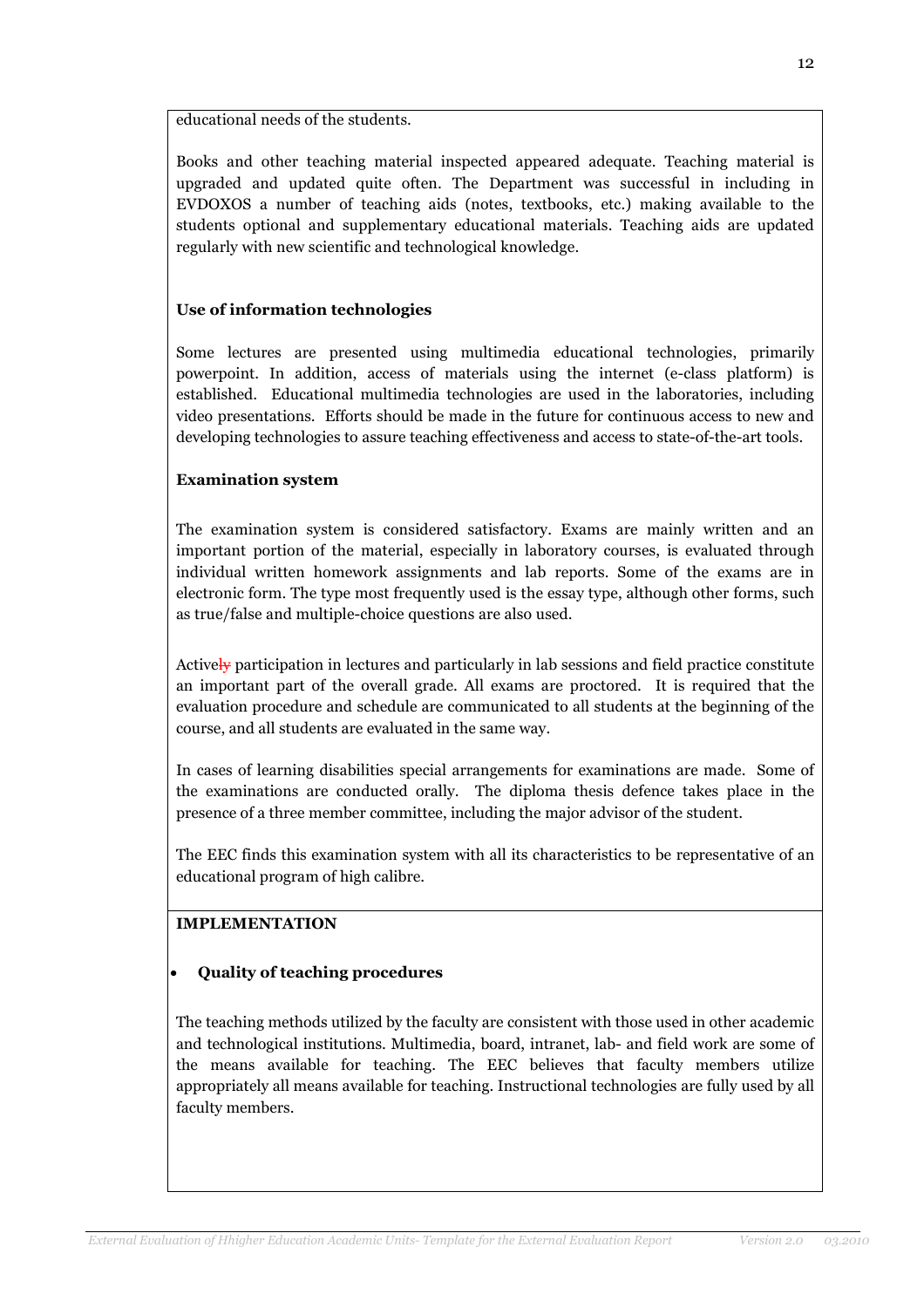educational needs of the students.

Books and other teaching material inspected appeared adequate. Teaching material is upgraded and updated quite often. The Department was successful in including in EVDOXOS a number of teaching aids (notes, textbooks, etc.) making available to the students optional and supplementary educational materials. Teaching aids are updated regularly with new scientific and technological knowledge.

**Use of information technologies**

Some lectures are presented using multimedia educational technologies, primarily powerpoint. In addition, access of materials using the internet (e-class platform) is established. Educational multimedia technologies are used in the laboratories, including video presentations. Efforts should be made in the future for continuous access to new and developing technologies to assure teaching effectiveness and access to state-of-the-art tools.

**Examination system**

The examination system is considered satisfactory. Exams are mainly written and an important portion of the material, especially in laboratory courses, is evaluated through individual written homework assignments and lab reports. Some of the exams are in electronic form. The type most frequently used is the essay type, although other forms, such as true/false and multiple-choice questions are also used.

Actively participation in lectures and particularly in lab sessions and field practice constitute an important part of the overall grade. All exams are proctored. It is required that the evaluation procedure and schedule are communicated to all students at the beginning of the course, and all students are evaluated in the same way.

In cases of learning disabilities special arrangements for examinations are made. Some of the examinations are conducted orally. The diploma thesis defence takes place in the presence of a three member committee, including the major advisor of the student.

The EEC finds this examination system with all its characteristics to be representative of an educational program of high calibre.

**IMPLEMENTATION**

- **Quality of teaching procedures**

The teaching methods utilized by the faculty are consistent with those used in other academic and technological institutions. Multimedia, board, intranet, lab- and field work are some of the means available for teaching. The EEC believes that faculty members utilize appropriately all means available for teaching. Instructional technologies are fully used by all faculty members.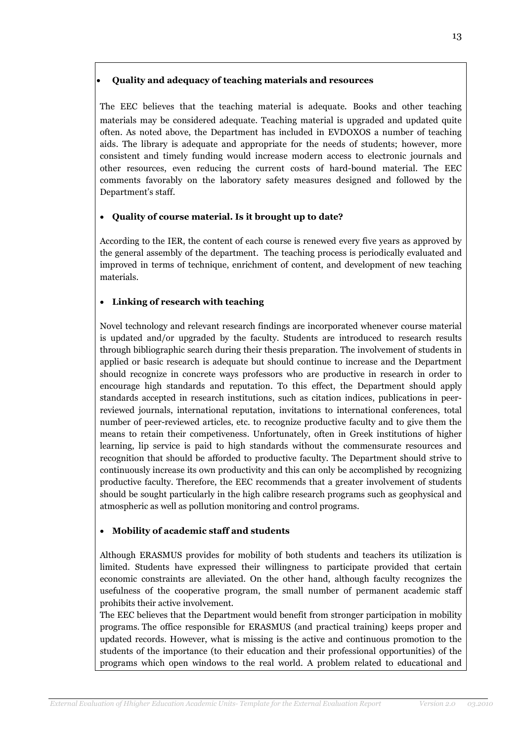- **Quality and adequacy of teaching materials and resources**

The EEC believes that the teaching material is adequate. Books and other teaching materials may be considered adequate. Teaching material is upgraded and updated quite often. As noted above, the Department has included in EVDOXOS a number of teaching aids. The library is adequate and appropriate for the needs of students; however, more consistent and timely funding would increase modern access to electronic journals and other resources, even reducing the current costs of hard-bound material. The EEC comments favorably on the laboratory safety measures designed and followed by the Department's staff.

- **Quality of course material. Is it brought up to date?**

According to the IER, the content of each course is renewed every five years as approved by the general assembly of the department. The teaching process is periodically evaluated and improved in terms of technique, enrichment of content, and development of new teaching materials.

- **Linking of research with teaching**

Novel technology and relevant research findings are incorporated whenever course material is updated and/or upgraded by the faculty. Students are introduced to research results through bibliographic search during their thesis preparation. The involvement of students in applied or basic research is adequate but should continue to increase and the Department should recognize in concrete ways professors who are productive in research in order to encourage high standards and reputation. To this effect, the Department should apply standards accepted in research institutions, such as citation indices, publications in peer-reviewed journals, international reputation, invitations to international conferences, total number of peer-reviewed articles, etc. to recognize productive faculty and to give them the means to retain their competiveness. Unfortunately, often in Greek institutions of higher learning, lip service is paid to high standards without the commensurate resources and recognition that should be afforded to productive faculty. The Department should strive to continuously increase its own productivity and this can only be accomplished by recognizing productive faculty. Therefore, the EEC recommends that a greater involvement of students should be sought particularly in the high calibre research programs such as geophysical and atmospheric as well as pollution monitoring and control programs.

- **Mobility of academic staff and students**

Although ERASMUS provides for mobility of both students and teachers its utilization is limited. Students have expressed their willingness to participate provided that certain economic constraints are alleviated. On the other hand, although faculty recognizes the usefulness of the cooperative program, the small number of permanent academic staff prohibits their active involvement.

The EEC believes that the Department would benefit from stronger participation in mobility programs. The office responsible for ERASMUS (and practical training) keeps proper and updated records. However, what is missing is the active and continuous promotion to the students of the importance (to their education and their professional opportunities) of the programs which open windows to the real world. A problem related to educational and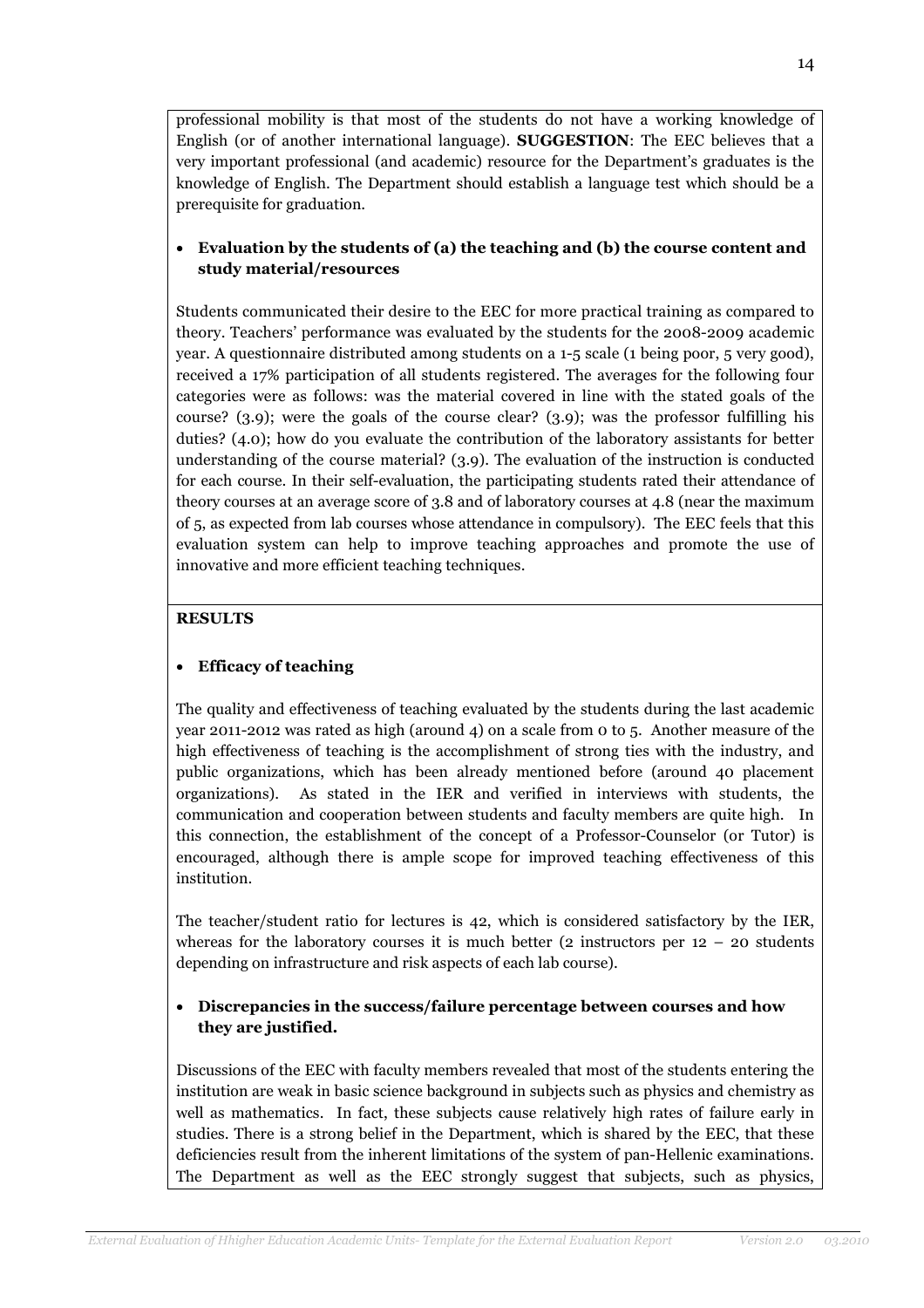professional mobility is that most of the students do not have a working knowledge of English (or of another international language). **SUGGESTION**: The EEC believes that a very important professional (and academic) resource for the Department's graduates is the knowledge of English. The Department should establish a language test which should be a prerequisite for graduation.

- **Evaluation by the students of (a) the teaching and (b) the course content and study material/resources**

Students communicated their desire to the EEC for more practical training as compared to theory. Teachers' performance was evaluated by the students for the 2008-2009 academic year. A questionnaire distributed among students on a 1-5 scale (1 being poor, 5 very good), received a 17% participation of all students registered. The averages for the following four categories were as follows: was the material covered in line with the stated goals of the course? (3.9); were the goals of the course clear? (3.9); was the professor fulfilling his duties? (4.0); how do you evaluate the contribution of the laboratory assistants for better understanding of the course material? (3.9). The evaluation of the instruction is conducted for each course. In their self-evaluation, the participating students rated their attendance of theory courses at an average score of 3.8 and of laboratory courses at 4.8 (near the maximum of 5, as expected from lab courses whose attendance in compulsory). The EEC feels that this evaluation system can help to improve teaching approaches and promote the use of innovative and more efficient teaching techniques.

**RESULTS**

- **Efficacy of teaching**

The quality and effectiveness of teaching evaluated by the students during the last academic year 2011-2012 was rated as high (around 4) on a scale from 0 to 5. Another measure of the high effectiveness of teaching is the accomplishment of strong ties with the industry, and public organizations, which has been already mentioned before (around 40 placement organizations). As stated in the IER and verified in interviews with students, the communication and cooperation between students and faculty members are quite high. In this connection, the establishment of the concept of a Professor-Counselor (or Tutor) is encouraged, although there is ample scope for improved teaching effectiveness of this institution.

The teacher/student ratio for lectures is 42, which is considered satisfactory by the IER, whereas for the laboratory courses it is much better (2 instructors per 12 – 20 students depending on infrastructure and risk aspects of each lab course).

- **Discrepancies in the success/failure percentage between courses and how they are justified.**

Discussions of the EEC with faculty members revealed that most of the students entering the institution are weak in basic science background in subjects such as physics and chemistry as well as mathematics. In fact, these subjects cause relatively high rates of failure early in studies. There is a strong belief in the Department, which is shared by the EEC, that these deficiencies result from the inherent limitations of the system of pan-Hellenic examinations. The Department as well as the EEC strongly suggest that subjects, such as physics,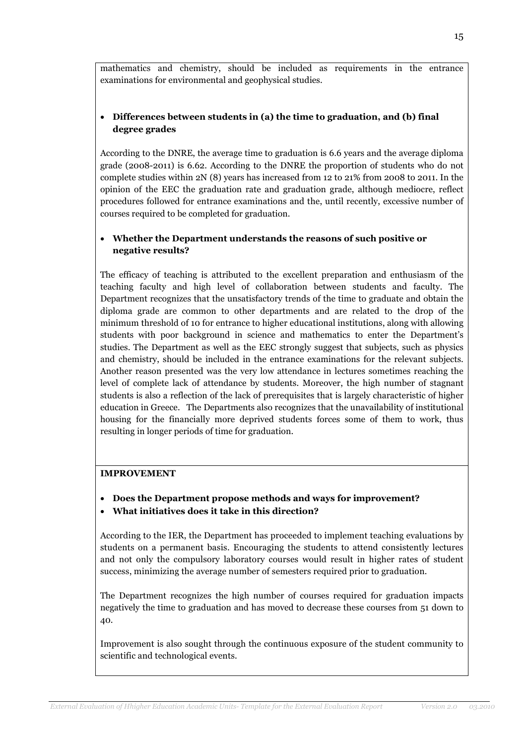mathematics and chemistry, should be included as requirements in the entrance examinations for environmental and geophysical studies.

- **Differences between students in (a) the time to graduation, and (b) final degree grades**

According to the DNRE, the average time to graduation is 6.6 years and the average diploma grade (2008-2011) is 6.62. According to the DNRE the proportion of students who do not complete studies within 2N (8) years has increased from 12 to 21% from 2008 to 2011. In the opinion of the EEC the graduation rate and graduation grade, although mediocre, reflect procedures followed for entrance examinations and the, until recently, excessive number of courses required to be completed for graduation.

- **Whether the Department understands the reasons of such positive or negative results?**

The efficacy of teaching is attributed to the excellent preparation and enthusiasm of the teaching faculty and high level of collaboration between students and faculty. The Department recognizes that the unsatisfactory trends of the time to graduate and obtain the diploma grade are common to other departments and are related to the drop of the minimum threshold of 10 for entrance to higher educational institutions, along with allowing students with poor background in science and mathematics to enter the Department's studies. The Department as well as the EEC strongly suggest that subjects, such as physics and chemistry, should be included in the entrance examinations for the relevant subjects. Another reason presented was the very low attendance in lectures sometimes reaching the level of complete lack of attendance by students. Moreover, the high number of stagnant students is also a reflection of the lack of prerequisites that is largely characteristic of higher education in Greece. The Departments also recognizes that the unavailability of institutional housing for the financially more deprived students forces some of them to work, thus resulting in longer periods of time for graduation.

**IMPROVEMENT**

- **Does the Department propose methods and ways for improvement?**
- **What initiatives does it take in this direction?**

According to the IER, the Department has proceeded to implement teaching evaluations by students on a permanent basis. Encouraging the students to attend consistently lectures and not only the compulsory laboratory courses would result in higher rates of student success, minimizing the average number of semesters required prior to graduation.

The Department recognizes the high number of courses required for graduation impacts negatively the time to graduation and has moved to decrease these courses from 51 down to 40.

Improvement is also sought through the continuous exposure of the student community to scientific and technological events.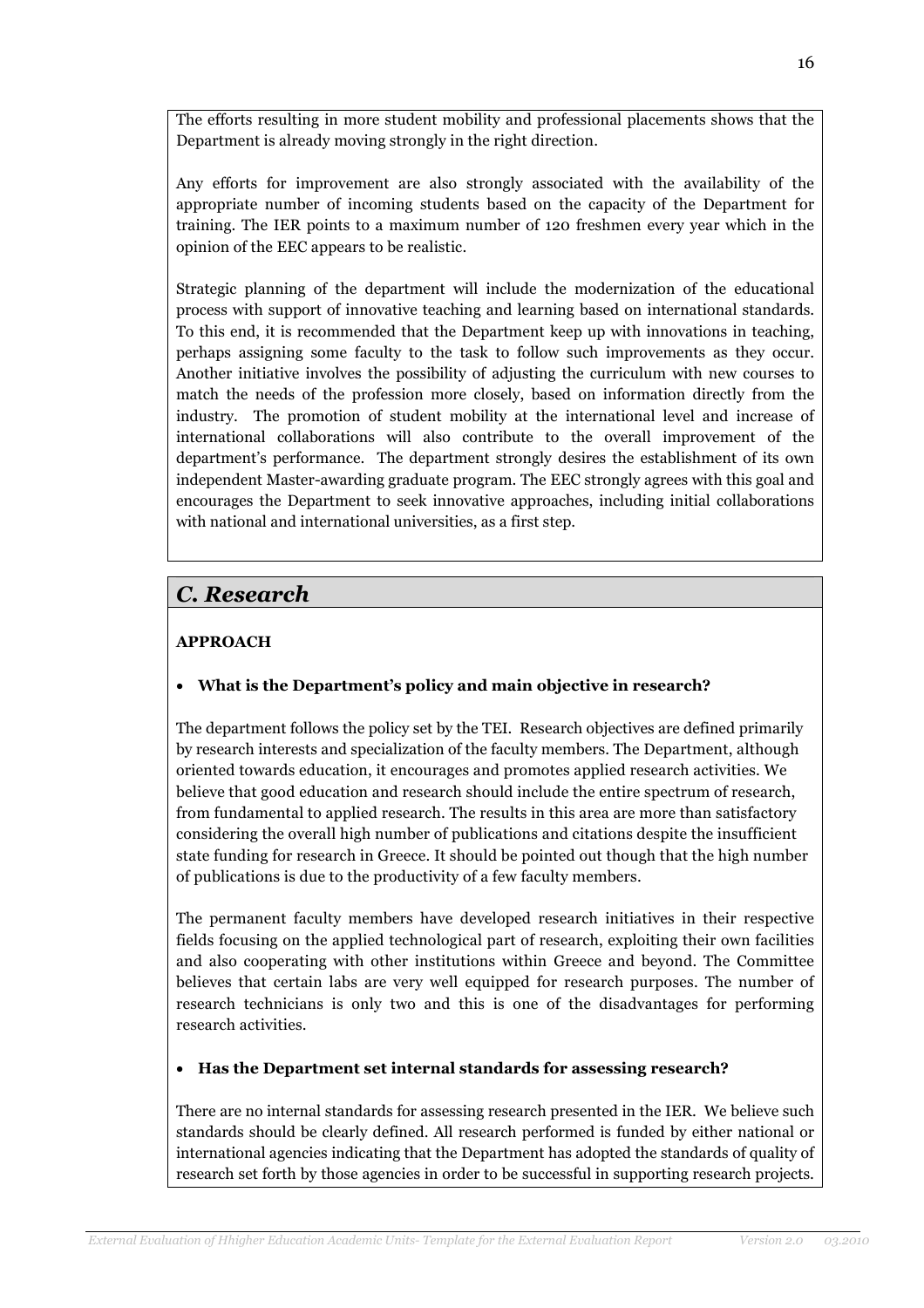The efforts resulting in more student mobility and professional placements shows that the Department is already moving strongly in the right direction.

Any efforts for improvement are also strongly associated with the availability of the appropriate number of incoming students based on the capacity of the Department for training. The IER points to a maximum number of 120 freshmen every year which in the opinion of the EEC appears to be realistic.

Strategic planning of the department will include the modernization of the educational process with support of innovative teaching and learning based on international standards. To this end, it is recommended that the Department keep up with innovations in teaching, perhaps assigning some faculty to the task to follow such improvements as they occur. Another initiative involves the possibility of adjusting the curriculum with new courses to match the needs of the profession more closely, based on information directly from the industry. The promotion of student mobility at the international level and increase of international collaborations will also contribute to the overall improvement of the department's performance. The department strongly desires the establishment of its own independent Master-awarding graduate program. The EEC strongly agrees with this goal and encourages the Department to seek innovative approaches, including initial collaborations with national and international universities, as a first step.

## *C. Research*

**APPROACH**

- **What is the Department's policy and main objective in research?**

The department follows the policy set by the TEI. Research objectives are defined primarily by research interests and specialization of the faculty members. The Department, although oriented towards education, it encourages and promotes applied research activities. We believe that good education and research should include the entire spectrum of research, from fundamental to applied research. The results in this area are more than satisfactory considering the overall high number of publications and citations despite the insufficient state funding for research in Greece. It should be pointed out though that the high number of publications is due to the productivity of a few faculty members.

The permanent faculty members have developed research initiatives in their respective fields focusing on the applied technological part of research, exploiting their own facilities and also cooperating with other institutions within Greece and beyond. The Committee believes that certain labs are very well equipped for research purposes. The number of research technicians is only two and this is one of the disadvantages for performing research activities.

- **Has the Department set internal standards for assessing research?**

There are no internal standards for assessing research presented in the IER. We believe such standards should be clearly defined. All research performed is funded by either national or international agencies indicating that the Department has adopted the standards of quality of research set forth by those agencies in order to be successful in supporting research projects.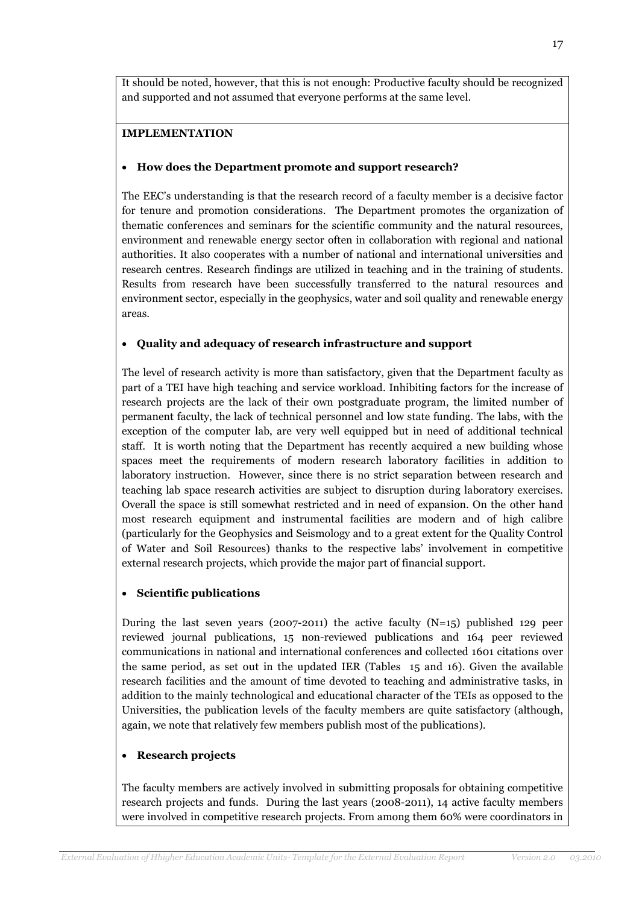It should be noted, however, that this is not enough: Productive faculty should be recognized and supported and not assumed that everyone performs at the same level.

**IMPLEMENTATION**

- **How does the Department promote and support research?**

The EEC's understanding is that the research record of a faculty member is a decisive factor for tenure and promotion considerations. The Department promotes the organization of thematic conferences and seminars for the scientific community and the natural resources, environment and renewable energy sector often in collaboration with regional and national authorities. It also cooperates with a number of national and international universities and research centres. Research findings are utilized in teaching and in the training of students. Results from research have been successfully transferred to the natural resources and environment sector, especially in the geophysics, water and soil quality and renewable energy areas.

- **Quality and adequacy of research infrastructure and support**

The level of research activity is more than satisfactory, given that the Department faculty as part of a TEI have high teaching and service workload. Inhibiting factors for the increase of research projects are the lack of their own postgraduate program, the limited number of permanent faculty, the lack of technical personnel and low state funding. The labs, with the exception of the computer lab, are very well equipped but in need of additional technical staff. It is worth noting that the Department has recently acquired a new building whose spaces meet the requirements of modern research laboratory facilities in addition to laboratory instruction. However, since there is no strict separation between research and teaching lab space research activities are subject to disruption during laboratory exercises. Overall the space is still somewhat restricted and in need of expansion. On the other hand most research equipment and instrumental facilities are modern and of high calibre (particularly for the Geophysics and Seismology and to a great extent for the Quality Control of Water and Soil Resources) thanks to the respective labs' involvement in competitive external research projects, which provide the major part of financial support.

- **Scientific publications**

During the last seven years (2007-2011) the active faculty (N=15) published 129 peer reviewed journal publications, 15 non-reviewed publications and 164 peer reviewed communications in national and international conferences and collected 1601 citations over the same period, as set out in the updated IER (Tables 15 and 16). Given the available research facilities and the amount of time devoted to teaching and administrative tasks, in addition to the mainly technological and educational character of the TEIs as opposed to the Universities, the publication levels of the faculty members are quite satisfactory (although, again, we note that relatively few members publish most of the publications).

- **Research projects**

The faculty members are actively involved in submitting proposals for obtaining competitive research projects and funds. During the last years (2008-2011), 14 active faculty members were involved in competitive research projects. From among them 60% were coordinators in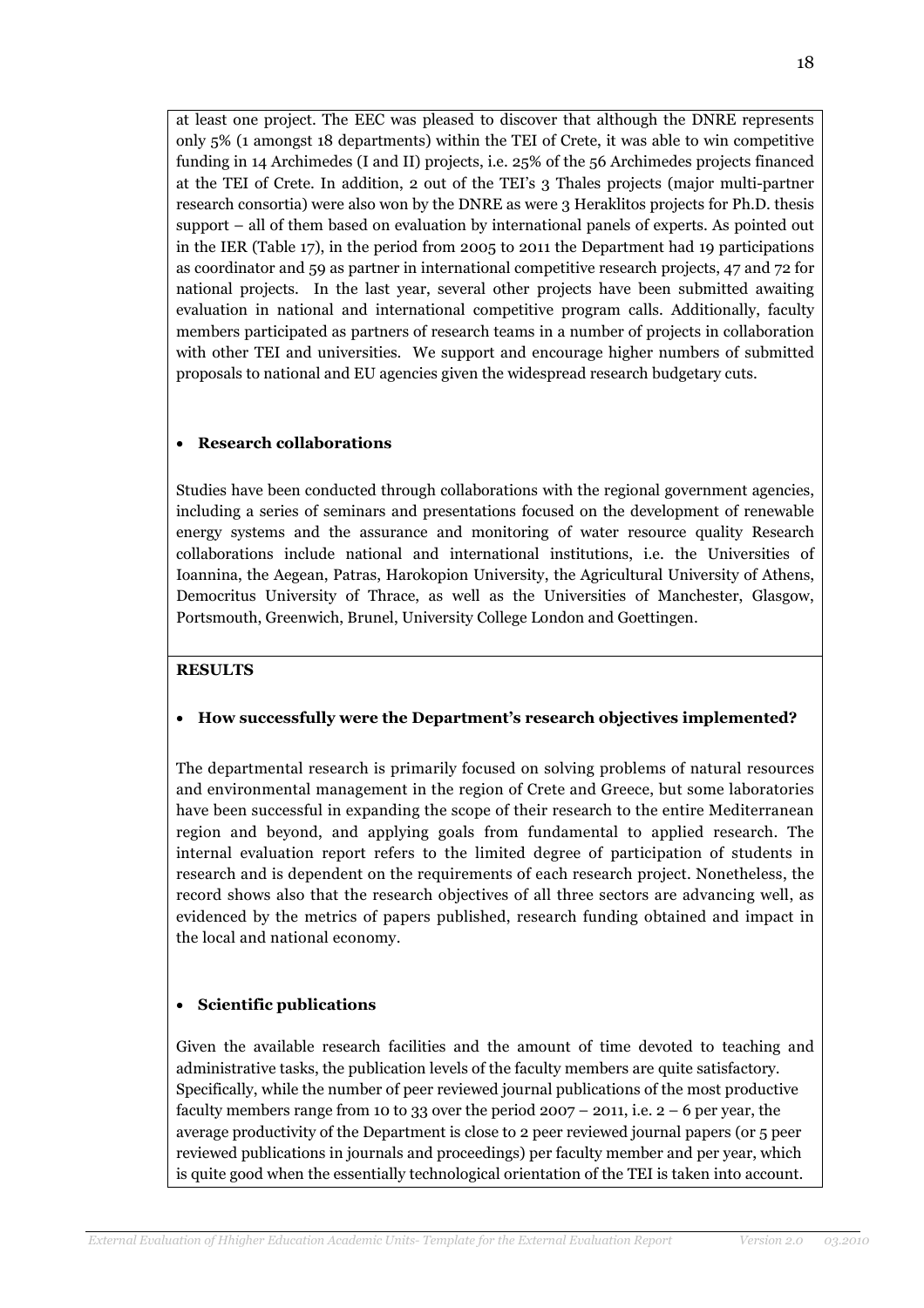at least one project. The EEC was pleased to discover that although the DNRE represents only 5% (1 amongst 18 departments) within the TEI of Crete, it was able to win competitive funding in 14 Archimedes (I and II) projects, i.e. 25% of the 56 Archimedes projects financed at the TEI of Crete. In addition, 2 out of the TEI's 3 Thales projects (major multi-partner research consortia) were also won by the DNRE as were 3 Heraklitos projects for Ph.D. thesis support – all of them based on evaluation by international panels of experts. As pointed out in the IER (Table 17), in the period from 2005 to 2011 the Department had 19 participations as coordinator and 59 as partner in international competitive research projects, 47 and 72 for national projects. In the last year, several other projects have been submitted awaiting evaluation in national and international competitive program calls. Additionally, faculty members participated as partners of research teams in a number of projects in collaboration with other TEI and universities. We support and encourage higher numbers of submitted proposals to national and EU agencies given the widespread research budgetary cuts.

- **Research collaborations**

Studies have been conducted through collaborations with the regional government agencies, including a series of seminars and presentations focused on the development of renewable energy systems and the assurance and monitoring of water resource quality Research collaborations include national and international institutions, i.e. the Universities of Ioannina, the Aegean, Patras, Harokopion University, the Agricultural University of Athens, Democritus University of Thrace, as well as the Universities of Manchester, Glasgow, Portsmouth, Greenwich, Brunel, University College London and Goettingen.

**RESULTS**

- **How successfully were the Department's research objectives implemented?**

The departmental research is primarily focused on solving problems of natural resources and environmental management in the region of Crete and Greece, but some laboratories have been successful in expanding the scope of their research to the entire Mediterranean region and beyond, and applying goals from fundamental to applied research. The internal evaluation report refers to the limited degree of participation of students in research and is dependent on the requirements of each research project. Nonetheless, the record shows also that the research objectives of all three sectors are advancing well, as evidenced by the metrics of papers published, research funding obtained and impact in the local and national economy.

- **Scientific publications**

Given the available research facilities and the amount of time devoted to teaching and administrative tasks, the publication levels of the faculty members are quite satisfactory. Specifically, while the number of peer reviewed journal publications of the most productive faculty members range from 10 to 33 over the period 2007 – 2011, i.e. 2 – 6 per year, the average productivity of the Department is close to 2 peer reviewed journal papers (or 5 peer reviewed publications in journals and proceedings) per faculty member and per year, which is quite good when the essentially technological orientation of the TEI is taken into account.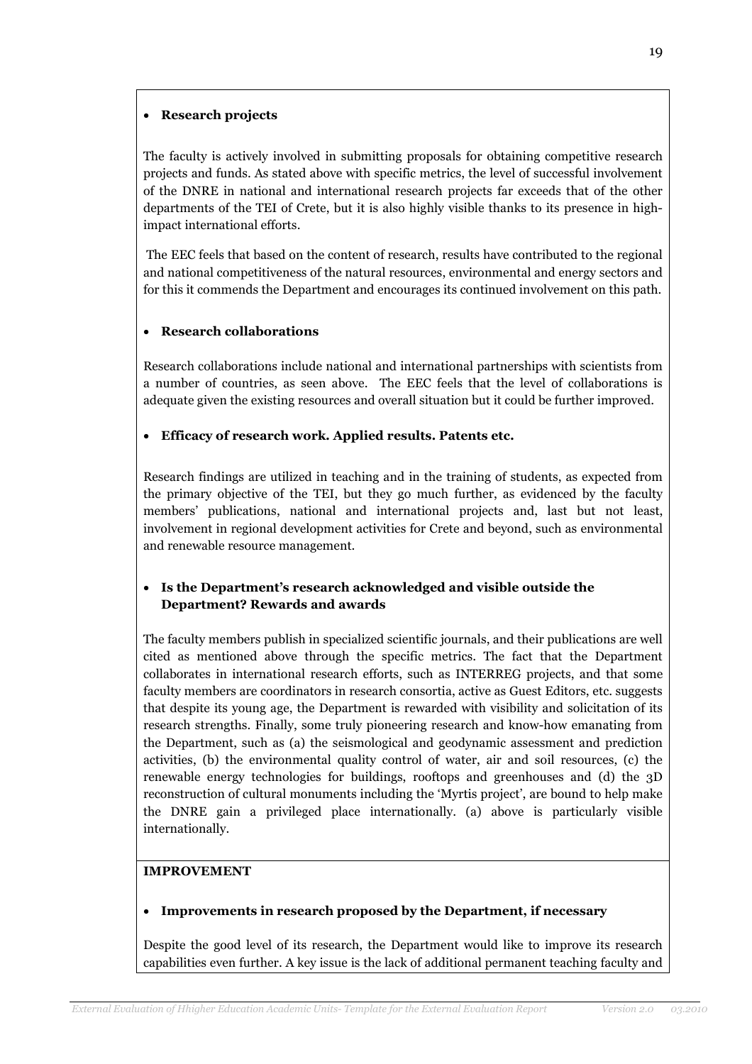- **Research projects**

The faculty is actively involved in submitting proposals for obtaining competitive research projects and funds. As stated above with specific metrics, the level of successful involvement of the DNRE in national and international research projects far exceeds that of the other departments of the TEI of Crete, but it is also highly visible thanks to its presence in high-impact international efforts.

The EEC feels that based on the content of research, results have contributed to the regional and national competitiveness of the natural resources, environmental and energy sectors and for this it commends the Department and encourages its continued involvement on this path.

- **Research collaborations**

Research collaborations include national and international partnerships with scientists from a number of countries, as seen above. The EEC feels that the level of collaborations is adequate given the existing resources and overall situation but it could be further improved.

- **Efficacy of research work. Applied results. Patents etc.**

Research findings are utilized in teaching and in the training of students, as expected from the primary objective of the TEI, but they go much further, as evidenced by the faculty members' publications, national and international projects and, last but not least, involvement in regional development activities for Crete and beyond, such as environmental and renewable resource management.

- **Is the Department's research acknowledged and visible outside the Department? Rewards and awards**

The faculty members publish in specialized scientific journals, and their publications are well cited as mentioned above through the specific metrics. The fact that the Department collaborates in international research efforts, such as INTERREG projects, and that some faculty members are coordinators in research consortia, active as Guest Editors, etc. suggests that despite its young age, the Department is rewarded with visibility and solicitation of its research strengths. Finally, some truly pioneering research and know-how emanating from the Department, such as (a) the seismological and geodynamic assessment and prediction activities, (b) the environmental quality control of water, air and soil resources, (c) the renewable energy technologies for buildings, rooftops and greenhouses and (d) the 3D reconstruction of cultural monuments including the 'Myrtis project', are bound to help make the DNRE gain a privileged place internationally. (a) above is particularly visible internationally.

**IMPROVEMENT**

- **Improvements in research proposed by the Department, if necessary**

Despite the good level of its research, the Department would like to improve its research capabilities even further. A key issue is the lack of additional permanent teaching faculty and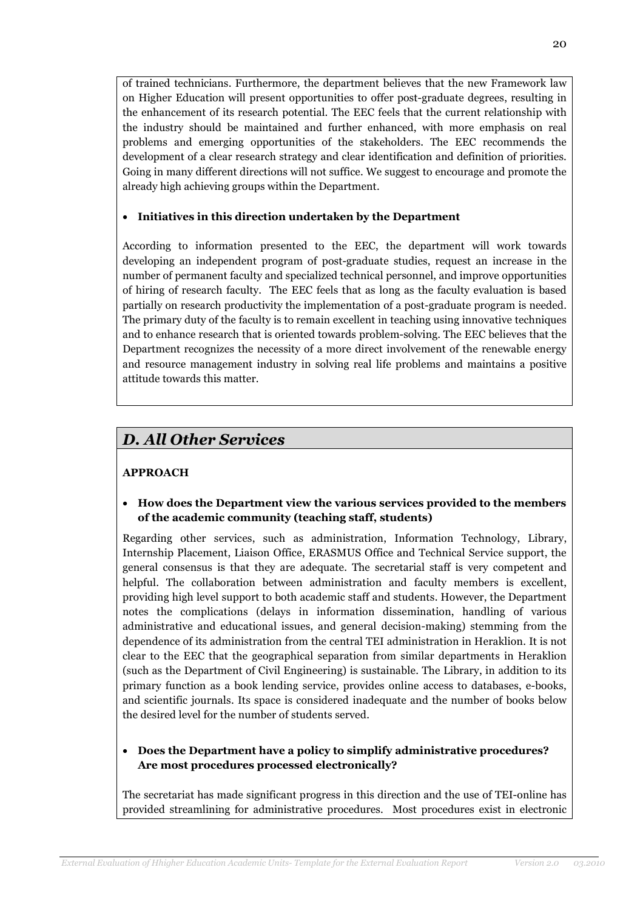of trained technicians. Furthermore, the department believes that the new Framework law on Higher Education will present opportunities to offer post-graduate degrees, resulting in the enhancement of its research potential. The EEC feels that the current relationship with the industry should be maintained and further enhanced, with more emphasis on real problems and emerging opportunities of the stakeholders. The EEC recommends the development of a clear research strategy and clear identification and definition of priorities. Going in many different directions will not suffice. We suggest to encourage and promote the already high achieving groups within the Department.

- **Initiatives in this direction undertaken by the Department**

According to information presented to the EEC, the department will work towards developing an independent program of post-graduate studies, request an increase in the number of permanent faculty and specialized technical personnel, and improve opportunities of hiring of research faculty. The EEC feels that as long as the faculty evaluation is based partially on research productivity the implementation of a post-graduate program is needed. The primary duty of the faculty is to remain excellent in teaching using innovative techniques and to enhance research that is oriented towards problem-solving. The EEC believes that the Department recognizes the necessity of a more direct involvement of the renewable energy and resource management industry in solving real life problems and maintains a positive attitude towards this matter.

## *D. All Other Services*

**APPROACH**

- **How does the Department view the various services provided to the members of the academic community (teaching staff, students)**

Regarding other services, such as administration, Information Technology, Library, Internship Placement, Liaison Office, ERASMUS Office and Technical Service support, the general consensus is that they are adequate. The secretarial staff is very competent and helpful. The collaboration between administration and faculty members is excellent, providing high level support to both academic staff and students. However, the Department notes the complications (delays in information dissemination, handling of various administrative and educational issues, and general decision-making) stemming from the dependence of its administration from the central TEI administration in Heraklion. It is not clear to the EEC that the geographical separation from similar departments in Heraklion (such as the Department of Civil Engineering) is sustainable. The Library, in addition to its primary function as a book lending service, provides online access to databases, e-books, and scientific journals. Its space is considered inadequate and the number of books below the desired level for the number of students served.

- **Does the Department have a policy to simplify administrative procedures? Are most procedures processed electronically?**

The secretariat has made significant progress in this direction and the use of TEI-online has provided streamlining for administrative procedures. Most procedures exist in electronic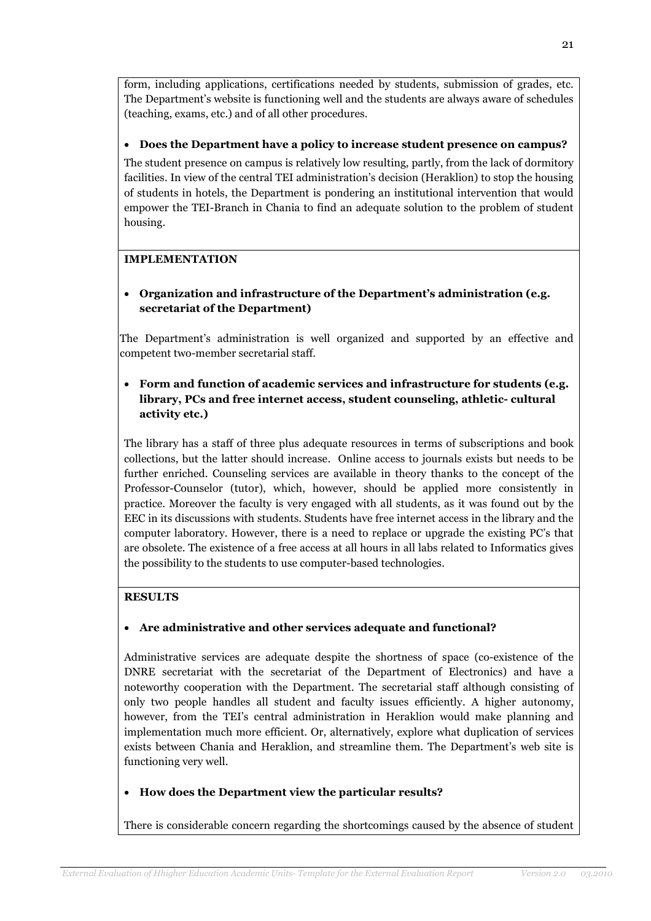form, including applications, certifications needed by students, submission of grades, etc. The Department's website is functioning well and the students are always aware of schedules (teaching, exams, etc.) and of all other procedures.

- **Does the Department have a policy to increase student presence on campus?**

The student presence on campus is relatively low resulting, partly, from the lack of dormitory facilities. In view of the central TEI administration's decision (Heraklion) to stop the housing of students in hotels, the Department is pondering an institutional intervention that would empower the TEI-Branch in Chania to find an adequate solution to the problem of student housing.

**IMPLEMENTATION**

- **Organization and infrastructure of the Department's administration (e.g. secretariat of the Department)**

The Department's administration is well organized and supported by an effective and competent two-member secretarial staff.

- **Form and function of academic services and infrastructure for students (e.g. library, PCs and free internet access, student counseling, athletic- cultural activity etc.)**

The library has a staff of three plus adequate resources in terms of subscriptions and book collections, but the latter should increase. Online access to journals exists but needs to be further enriched. Counseling services are available in theory thanks to the concept of the Professor-Counselor (tutor), which, however, should be applied more consistently in practice. Moreover the faculty is very engaged with all students, as it was found out by the EEC in its discussions with students. Students have free internet access in the library and the computer laboratory. However, there is a need to replace or upgrade the existing PC's that are obsolete. The existence of a free access at all hours in all labs related to Informatics gives the possibility to the students to use computer-based technologies.

**RESULTS**

- **Are administrative and other services adequate and functional?**

Administrative services are adequate despite the shortness of space (co-existence of the DNRE secretariat with the secretariat of the Department of Electronics) and have a noteworthy cooperation with the Department. The secretarial staff although consisting of only two people handles all student and faculty issues efficiently. A higher autonomy, however, from the TEI's central administration in Heraklion would make planning and implementation much more efficient. Or, alternatively, explore what duplication of services exists between Chania and Heraklion, and streamline them. The Department's web site is functioning very well.

- **How does the Department view the particular results?**

There is considerable concern regarding the shortcomings caused by the absence of student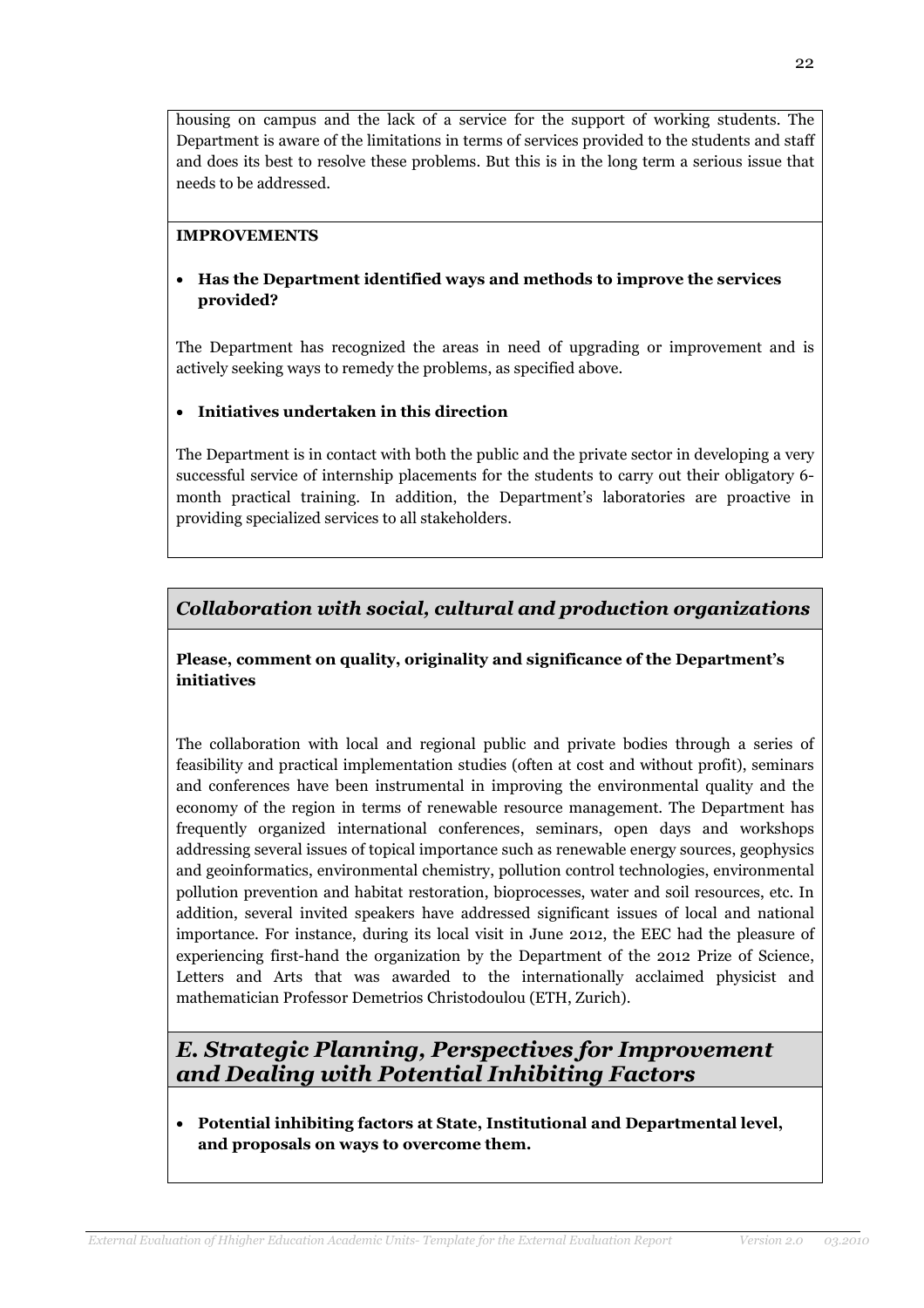housing on campus and the lack of a service for the support of working students. The Department is aware of the limitations in terms of services provided to the students and staff and does its best to resolve these problems. But this is in the long term a serious issue that needs to be addressed.

**IMPROVEMENTS**

- **Has the Department identified ways and methods to improve the services provided?**

The Department has recognized the areas in need of upgrading or improvement and is actively seeking ways to remedy the problems, as specified above.

- **Initiatives undertaken in this direction**

The Department is in contact with both the public and the private sector in developing a very successful service of internship placements for the students to carry out their obligatory 6-month practical training. In addition, the Department's laboratories are proactive in providing specialized services to all stakeholders.

## *Collaboration with social, cultural and production organizations*

**Please, comment on quality, originality and significance of the Department's initiatives**

The collaboration with local and regional public and private bodies through a series of feasibility and practical implementation studies (often at cost and without profit), seminars and conferences have been instrumental in improving the environmental quality and the economy of the region in terms of renewable resource management. The Department has frequently organized international conferences, seminars, open days and workshops addressing several issues of topical importance such as renewable energy sources, geophysics and geoinformatics, environmental chemistry, pollution control technologies, environmental pollution prevention and habitat restoration, bioprocesses, water and soil resources, etc. In addition, several invited speakers have addressed significant issues of local and national importance. For instance, during its local visit in June 2012, the EEC had the pleasure of experiencing first-hand the organization by the Department of the 2012 Prize of Science, Letters and Arts that was awarded to the internationally acclaimed physicist and mathematician Professor Demetrios Christodoulou (ETH, Zurich).

# *E. Strategic Planning, Perspectives for Improvement and Dealing with Potential Inhibiting Factors*

- **Potential inhibiting factors at State, Institutional and Departmental level, and proposals on ways to overcome them.**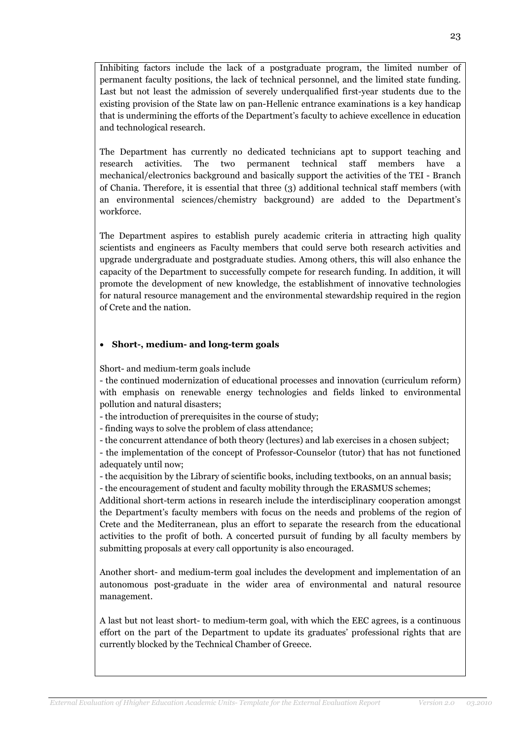Inhibiting factors include the lack of a postgraduate program, the limited number of permanent faculty positions, the lack of technical personnel, and the limited state funding. Last but not least the admission of severely underqualified first-year students due to the existing provision of the State law on pan-Hellenic entrance examinations is a key handicap that is undermining the efforts of the Department's faculty to achieve excellence in education and technological research.

The Department has currently no dedicated technicians apt to support teaching and research activities. The two permanent technical staff members have a mechanical/electronics background and basically support the activities of the TEI - Branch of Chania. Therefore, it is essential that three (3) additional technical staff members (with an environmental sciences/chemistry background) are added to the Department's workforce.

The Department aspires to establish purely academic criteria in attracting high quality scientists and engineers as Faculty members that could serve both research activities and upgrade undergraduate and postgraduate studies. Among others, this will also enhance the capacity of the Department to successfully compete for research funding. In addition, it will promote the development of new knowledge, the establishment of innovative technologies for natural resource management and the environmental stewardship required in the region of Crete and the nation.

- **Short-, medium- and long-term goals**

Short- and medium-term goals include

- the continued modernization of educational processes and innovation (curriculum reform) with emphasis on renewable energy technologies and fields linked to environmental pollution and natural disasters;
- the introduction of prerequisites in the course of study;
- finding ways to solve the problem of class attendance;
- the concurrent attendance of both theory (lectures) and lab exercises in a chosen subject;
- the implementation of the concept of Professor-Counselor (tutor) that has not functioned adequately until now;
- the acquisition by the Library of scientific books, including textbooks, on an annual basis;
- the encouragement of student and faculty mobility through the ERASMUS schemes;

Additional short-term actions in research include the interdisciplinary cooperation amongst the Department's faculty members with focus on the needs and problems of the region of Crete and the Mediterranean, plus an effort to separate the research from the educational activities to the profit of both. A concerted pursuit of funding by all faculty members by submitting proposals at every call opportunity is also encouraged.

Another short- and medium-term goal includes the development and implementation of an autonomous post-graduate in the wider area of environmental and natural resource management.

A last but not least short- to medium-term goal, with which the EEC agrees, is a continuous effort on the part of the Department to update its graduates' professional rights that are currently blocked by the Technical Chamber of Greece.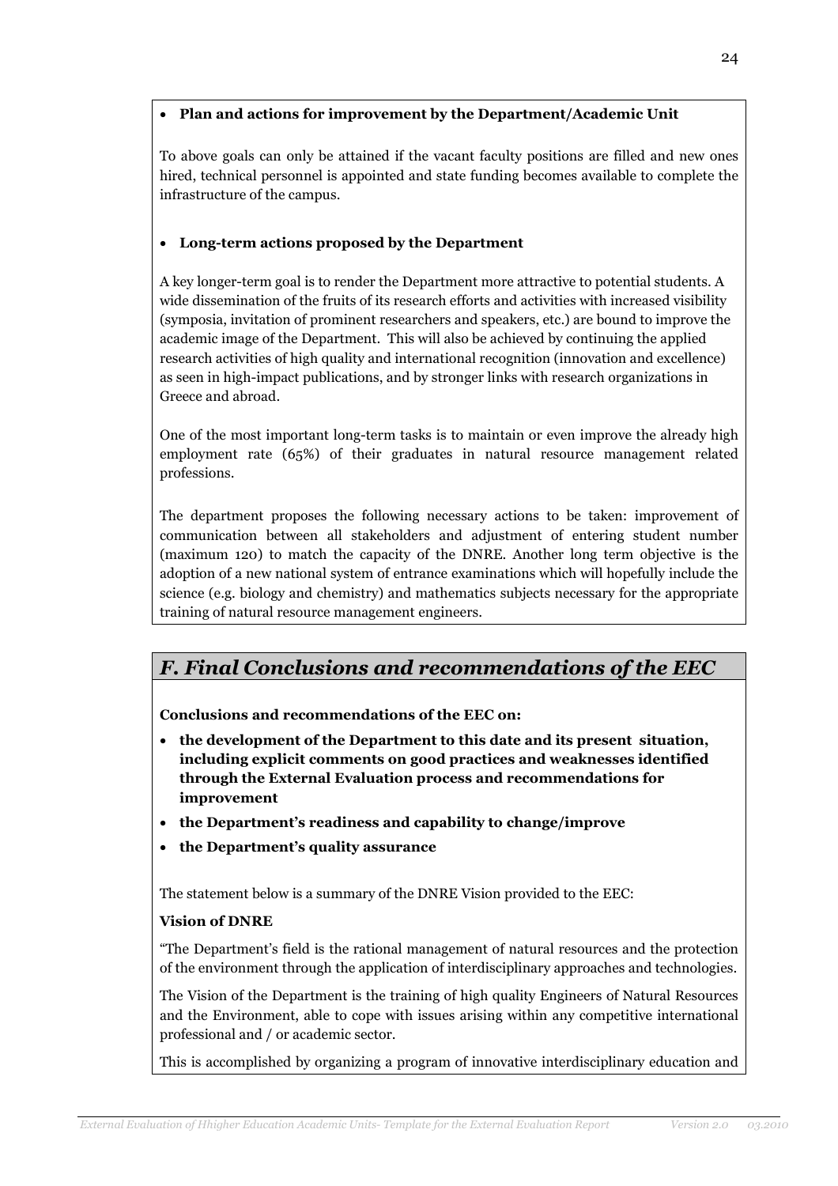- **Plan and actions for improvement by the Department/Academic Unit**

To above goals can only be attained if the vacant faculty positions are filled and new ones hired, technical personnel is appointed and state funding becomes available to complete the infrastructure of the campus.

- **Long-term actions proposed by the Department**

A key longer-term goal is to render the Department more attractive to potential students. A wide dissemination of the fruits of its research efforts and activities with increased visibility (symposia, invitation of prominent researchers and speakers, etc.) are bound to improve the academic image of the Department. This will also be achieved by continuing the applied research activities of high quality and international recognition (innovation and excellence) as seen in high-impact publications, and by stronger links with research organizations in Greece and abroad.

One of the most important long-term tasks is to maintain or even improve the already high employment rate (65%) of their graduates in natural resource management related professions.

The department proposes the following necessary actions to be taken: improvement of communication between all stakeholders and adjustment of entering student number (maximum 120) to match the capacity of the DNRE. Another long term objective is the adoption of a new national system of entrance examinations which will hopefully include the science (e.g. biology and chemistry) and mathematics subjects necessary for the appropriate training of natural resource management engineers.

## *F. Final Conclusions and recommendations of the EEC*

**Conclusions and recommendations of the EEC on:**

- **the development of the Department to this date and its present situation, including explicit comments on good practices and weaknesses identified through the External Evaluation process and recommendations for improvement**
- **the Department's readiness and capability to change/improve**
- **the Department's quality assurance**

The statement below is a summary of the DNRE Vision provided to the EEC:

**Vision of DNRE**

"The Department's field is the rational management of natural resources and the protection of the environment through the application of interdisciplinary approaches and technologies.

The Vision of the Department is the training of high quality Engineers of Natural Resources and the Environment, able to cope with issues arising within any competitive international professional and / or academic sector.

This is accomplished by organizing a program of innovative interdisciplinary education and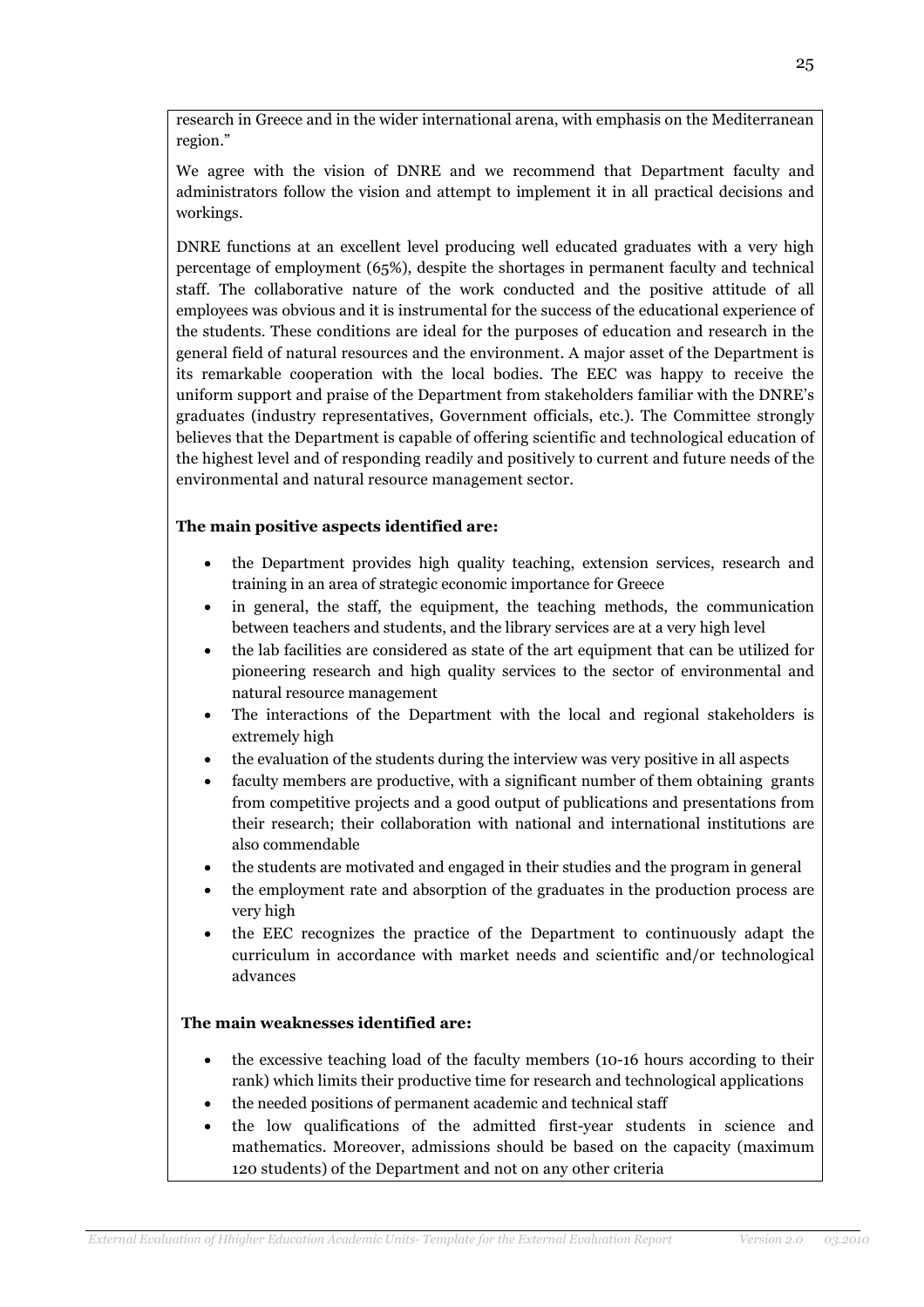research in Greece and in the wider international arena, with emphasis on the Mediterranean region."

We agree with the vision of DNRE and we recommend that Department faculty and administrators follow the vision and attempt to implement it in all practical decisions and workings.

DNRE functions at an excellent level producing well educated graduates with a very high percentage of employment (65%), despite the shortages in permanent faculty and technical staff. The collaborative nature of the work conducted and the positive attitude of all employees was obvious and it is instrumental for the success of the educational experience of the students. These conditions are ideal for the purposes of education and research in the general field of natural resources and the environment. A major asset of the Department is its remarkable cooperation with the local bodies. The EEC was happy to receive the uniform support and praise of the Department from stakeholders familiar with the DNRE's graduates (industry representatives, Government officials, etc.). The Committee strongly believes that the Department is capable of offering scientific and technological education of the highest level and of responding readily and positively to current and future needs of the environmental and natural resource management sector.

**The main positive aspects identified are:**

- the Department provides high quality teaching, extension services, research and training in an area of strategic economic importance for Greece
- in general, the staff, the equipment, the teaching methods, the communication between teachers and students, and the library services are at a very high level
- the lab facilities are considered as state of the art equipment that can be utilized for pioneering research and high quality services to the sector of environmental and natural resource management
- The interactions of the Department with the local and regional stakeholders is extremely high
- the evaluation of the students during the interview was very positive in all aspects
- faculty members are productive, with a significant number of them obtaining grants from competitive projects and a good output of publications and presentations from their research; their collaboration with national and international institutions are also commendable
- the students are motivated and engaged in their studies and the program in general
- the employment rate and absorption of the graduates in the production process are very high
- the EEC recognizes the practice of the Department to continuously adapt the curriculum in accordance with market needs and scientific and/or technological advances

**The main weaknesses identified are:**

- the excessive teaching load of the faculty members (10-16 hours according to their rank) which limits their productive time for research and technological applications
- the needed positions of permanent academic and technical staff
- the low qualifications of the admitted first-year students in science and mathematics. Moreover, admissions should be based on the capacity (maximum 120 students) of the Department and not on any other criteria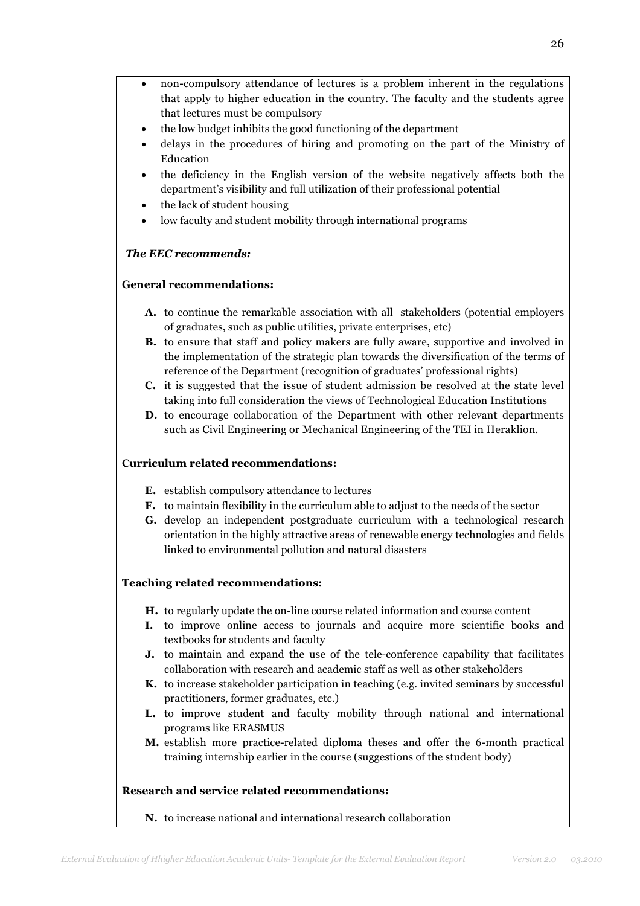- non-compulsory attendance of lectures is a problem inherent in the regulations that apply to higher education in the country. The faculty and the students agree that lectures must be compulsory
- the low budget inhibits the good functioning of the department
- delays in the procedures of hiring and promoting on the part of the Ministry of Education
- the deficiency in the English version of the website negatively affects both the department's visibility and full utilization of their professional potential
- the lack of student housing
- low faculty and student mobility through international programs

***The EEC recommends:***

**General recommendations:**

- **A.** to continue the remarkable association with all stakeholders (potential employers of graduates, such as public utilities, private enterprises, etc)
- **B.** to ensure that staff and policy makers are fully aware, supportive and involved in the implementation of the strategic plan towards the diversification of the terms of reference of the Department (recognition of graduates' professional rights)
- **C.** it is suggested that the issue of student admission be resolved at the state level taking into full consideration the views of Technological Education Institutions
- **D.** to encourage collaboration of the Department with other relevant departments such as Civil Engineering or Mechanical Engineering of the TEI in Heraklion.

**Curriculum related recommendations:**

- **E.** establish compulsory attendance to lectures
- **F.** to maintain flexibility in the curriculum able to adjust to the needs of the sector
- **G.** develop an independent postgraduate curriculum with a technological research orientation in the highly attractive areas of renewable energy technologies and fields linked to environmental pollution and natural disasters

**Teaching related recommendations:**

- **H.** to regularly update the on-line course related information and course content
- **I.** to improve online access to journals and acquire more scientific books and textbooks for students and faculty
- **J.** to maintain and expand the use of the tele-conference capability that facilitates collaboration with research and academic staff as well as other stakeholders
- **K.** to increase stakeholder participation in teaching (e.g. invited seminars by successful practitioners, former graduates, etc.)
- **L.** to improve student and faculty mobility through national and international programs like ERASMUS
- **M.** establish more practice-related diploma theses and offer the 6-month practical training internship earlier in the course (suggestions of the student body)

**Research and service related recommendations:**

- **N.** to increase national and international research collaboration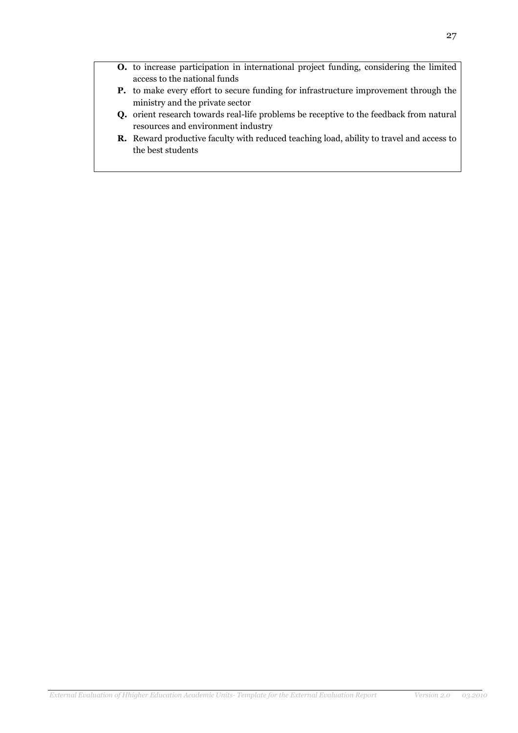**O.** to increase participation in international project funding, considering the limited access to the national funds

**P.** to make every effort to secure funding for infrastructure improvement through the ministry and the private sector

**Q.** orient research towards real-life problems be receptive to the feedback from natural resources and environment industry

**R.** Reward productive faculty with reduced teaching load, ability to travel and access to the best students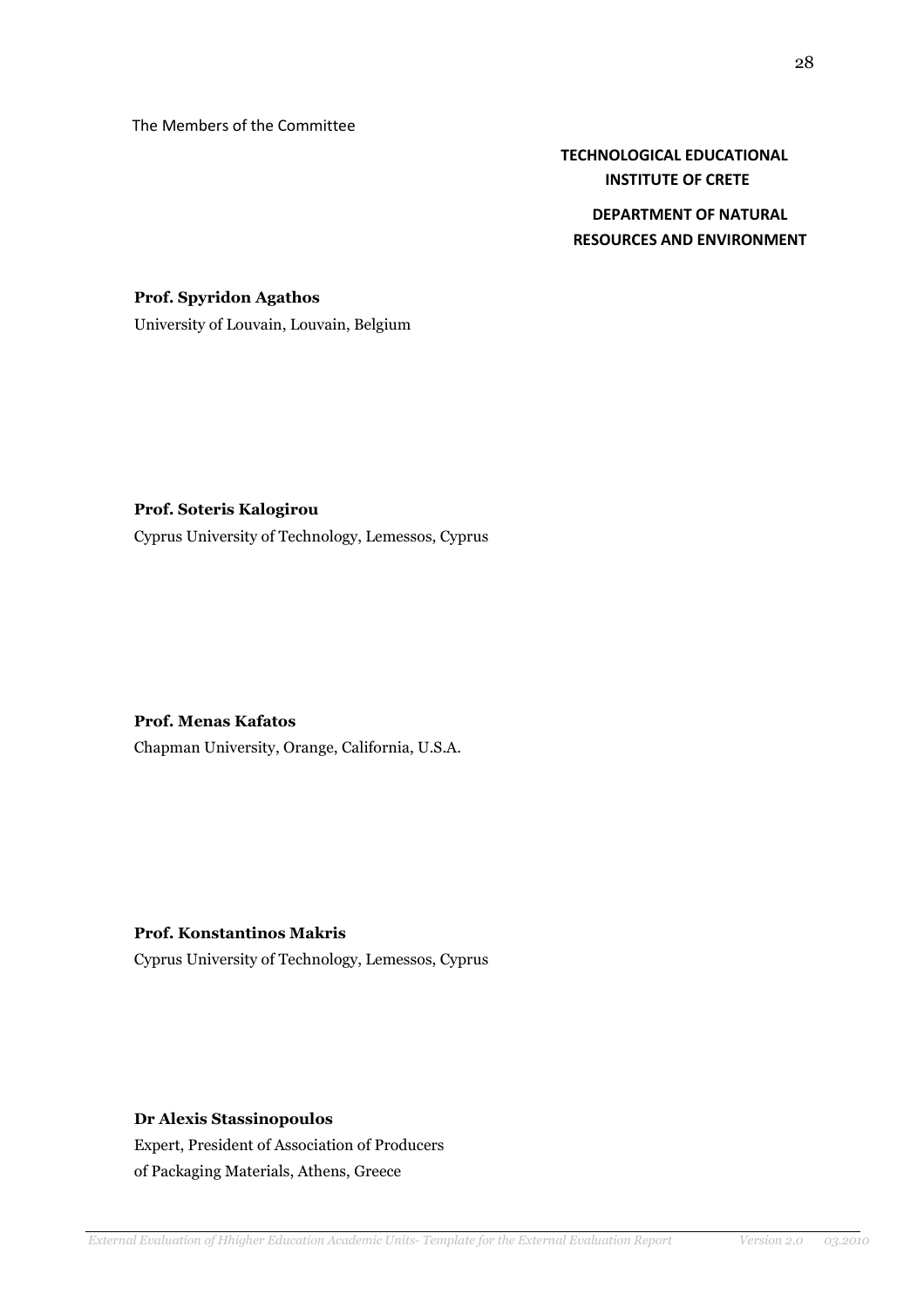The Members of the Committee

**TECHNOLOGICAL EDUCATIONAL INSTITUTE OF CRETE**

**DEPARTMENT OF NATURAL RESOURCES AND ENVIRONMENT**

**Prof. Spyridon Agathos**
University of Louvain, Louvain, Belgium

**Prof. Soteris Kalogirou**
Cyprus University of Technology, Lemessos, Cyprus

**Prof. Menas Kafatos**
Chapman University, Orange, California, U.S.A.

**Prof. Konstantinos Makris**
Cyprus University of Technology, Lemessos, Cyprus

**Dr Alexis Stassinopoulos**
Expert, President of Association of Producers
of Packaging Materials, Athens, Greece